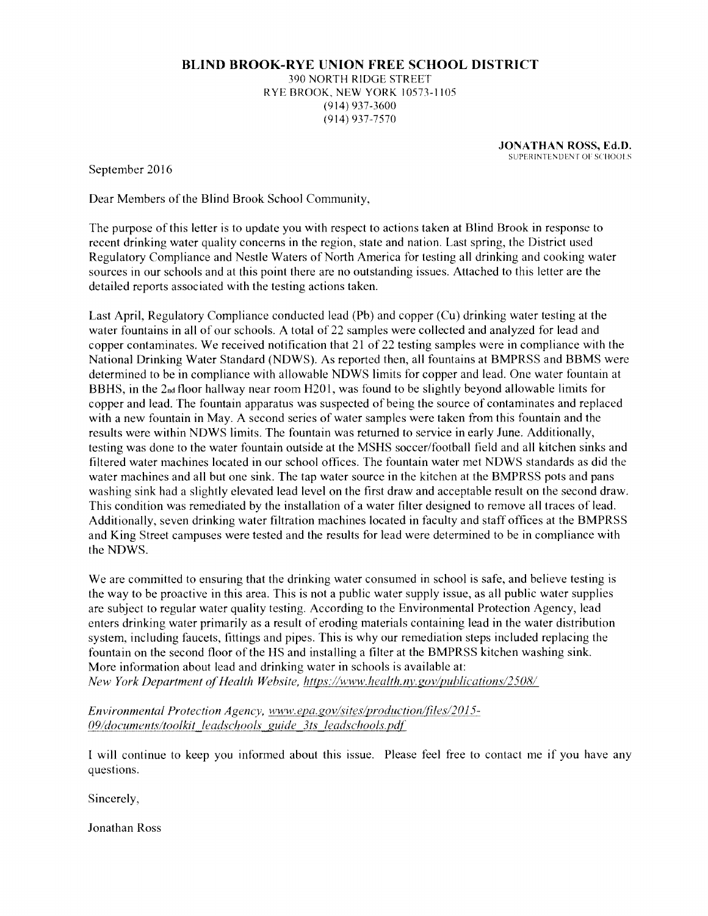# BLIND BROOK-RYE UNION FREE SCHOOL DISTRICT

390 NORTH RIDGE STREET
RYE BROOK, NEW YORK 10573-1105
(914) 937-3600
(914) 937-7570

**JONATHAN ROSS, Ed.D.**
SUPERINTENDENT OF SCHOOLS

September 2016

Dear Members of the Blind Brook School Community,

The purpose of this letter is to update you with respect to actions taken at Blind Brook in response to recent drinking water quality concerns in the region, state and nation. Last spring, the District used Regulatory Compliance and Nestle Waters of North America for testing all drinking and cooking water sources in our schools and at this point there are no outstanding issues. Attached to this letter are the detailed reports associated with the testing actions taken.

Last April, Regulatory Compliance conducted lead (Pb) and copper (Cu) drinking water testing at the water fountains in all of our schools. A total of 22 samples were collected and analyzed for lead and copper contaminates. We received notification that 21 of 22 testing samples were in compliance with the National Drinking Water Standard (NDWS). As reported then, all fountains at BMPRSS and BBMS were determined to be in compliance with allowable NDWS limits for copper and lead. One water fountain at BBHS, in the 2nd floor hallway near room H201, was found to be slightly beyond allowable limits for copper and lead. The fountain apparatus was suspected of being the source of contaminates and replaced with a new fountain in May. A second series of water samples were taken from this fountain and the results were within NDWS limits. The fountain was returned to service in early June. Additionally, testing was done to the water fountain outside at the MSHS soccer/football field and all kitchen sinks and filtered water machines located in our school offices. The fountain water met NDWS standards as did the water machines and all but one sink. The tap water source in the kitchen at the BMPRSS pots and pans washing sink had a slightly elevated lead level on the first draw and acceptable result on the second draw. This condition was remediated by the installation of a water filter designed to remove all traces of lead. Additionally, seven drinking water filtration machines located in faculty and staff offices at the BMPRSS and King Street campuses were tested and the results for lead were determined to be in compliance with the NDWS.

We are committed to ensuring that the drinking water consumed in school is safe, and believe testing is the way to be proactive in this area. This is not a public water supply issue, as all public water supplies are subject to regular water quality testing. According to the Environmental Protection Agency, lead enters drinking water primarily as a result of eroding materials containing lead in the water distribution system, including faucets, fittings and pipes. This is why our remediation steps included replacing the fountain on the second floor of the HS and installing a filter at the BMPRSS kitchen washing sink. More information about lead and drinking water in schools is available at:
*New York Department of Health Website, https://www.health.ny.gov/publications/2508/*

*Environmental Protection Agency, www.epa.gov/sites/production/files/2015-09/documents/toolkit_leadschools_guide_3ts_leadschools.pdf*

I will continue to keep you informed about this issue. Please feel free to contact me if you have any questions.

Sincerely,

Jonathan Ross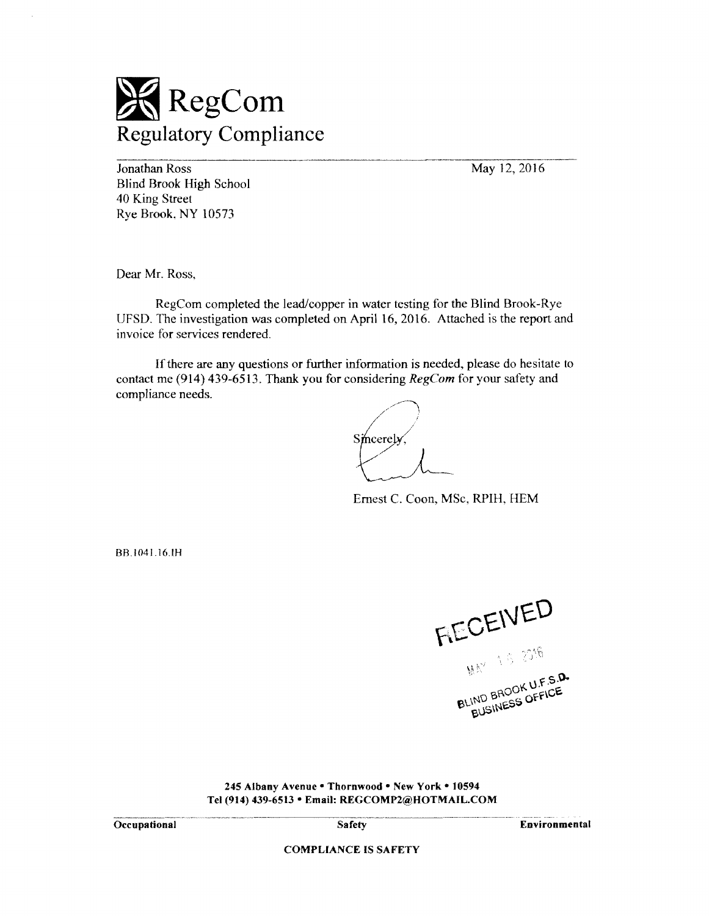# RegCom

## Regulatory Compliance

Jonathan Ross
Blind Brook High School
40 King Street
Rye Brook, NY 10573

May 12, 2016

Dear Mr. Ross,

RegCom completed the lead/copper in water testing for the Blind Brook-Rye UFSD. The investigation was completed on April 16, 2016. Attached is the report and invoice for services rendered.

If there are any questions or further information is needed, please do hesitate to contact me (914) 439-6513. Thank you for considering *RegCom* for your safety and compliance needs.

Sincerely,

Ernest C. Coon, MSc, RPIH, HEM

BB.1041.16.IH

RECEIVED
MAY 13 2016
BLIND BROOK U.F.S.D.
BUSINESS OFFICE

**245 Albany Avenue • Thornwood • New York • 10594**
**Tel (914) 439-6513 • Email: REGCOMP2@HOTMAIL.COM**

**Occupational** **Safety** **Environmental**

**COMPLIANCE IS SAFETY**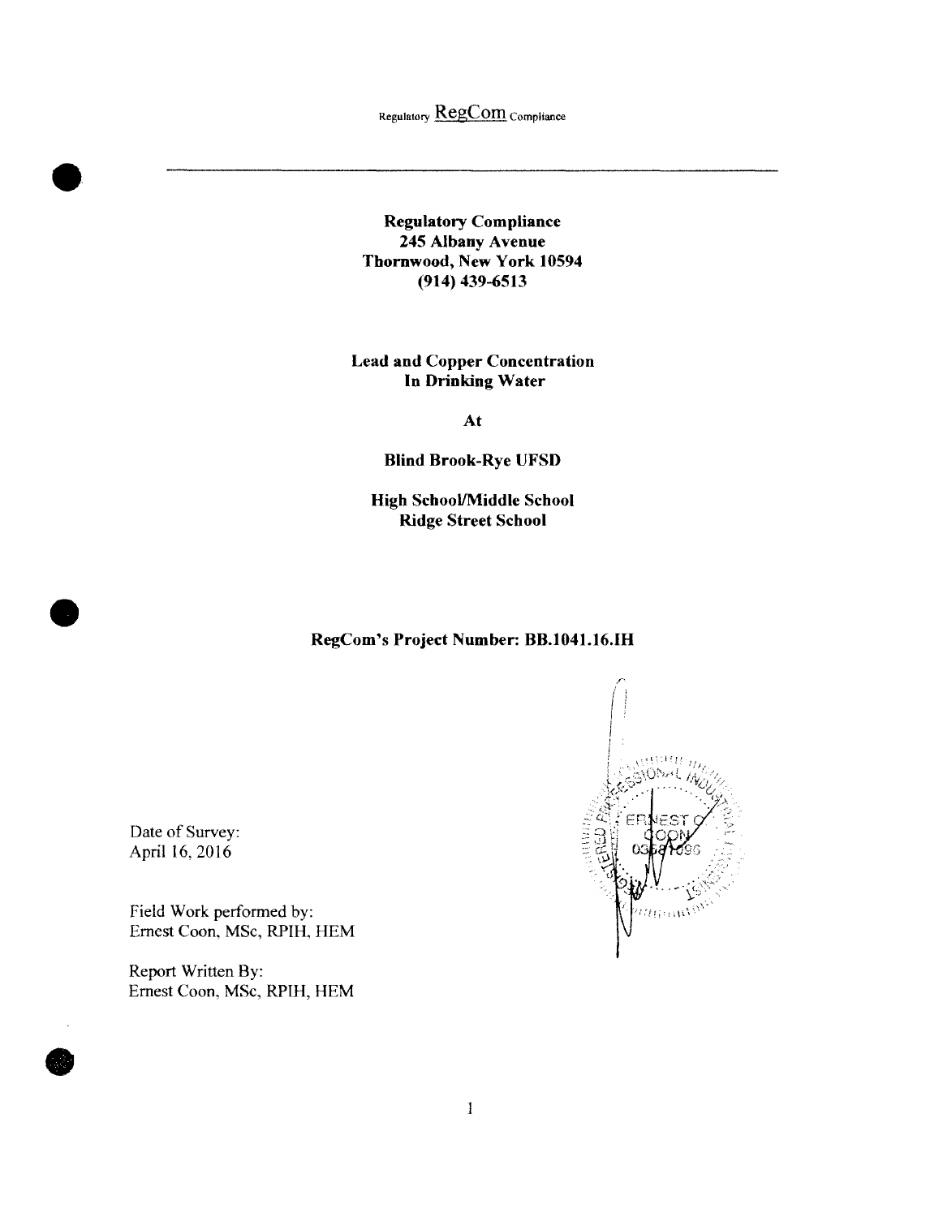Regulatory RegCom Compliance

---

**Regulatory Compliance**
**245 Albany Avenue**
**Thornwood, New York 10594**
**(914) 439-6513**

**Lead and Copper Concentration**
**In Drinking Water**

**At**

**Blind Brook-Rye UFSD**

**High School/Middle School**
**Ridge Street School**

**RegCom's Project Number: BB.1041.16.IH**

Date of Survey:
April 16, 2016

Field Work performed by:
Ernest Coon, MSc, RPIH, HEM

Report Written By:
Ernest Coon, MSc, RPIH, HEM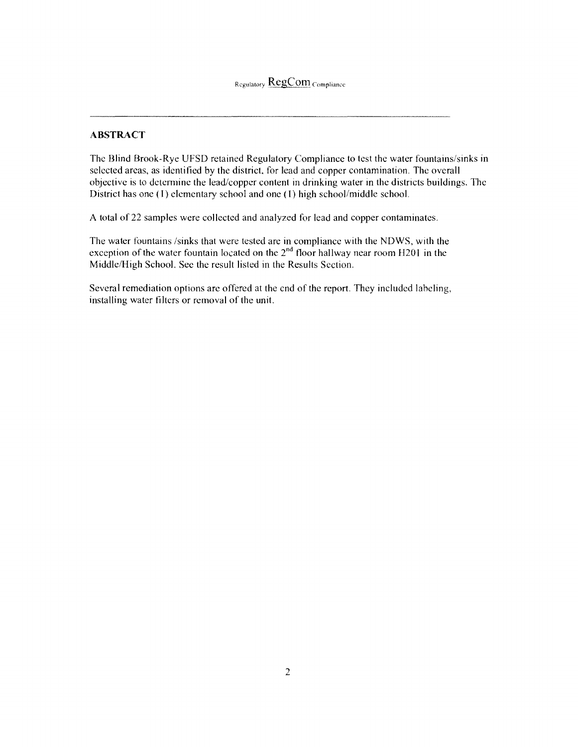## ABSTRACT

The Blind Brook-Rye UFSD retained Regulatory Compliance to test the water fountains/sinks in selected areas, as identified by the district, for lead and copper contamination. The overall objective is to determine the lead/copper content in drinking water in the districts buildings. The District has one (1) elementary school and one (1) high school/middle school.

A total of 22 samples were collected and analyzed for lead and copper contaminates.

The water fountains /sinks that were tested are in compliance with the NDWS, with the exception of the water fountain located on the 2nd floor hallway near room H201 in the Middle/High School. See the result listed in the Results Section.

Several remediation options are offered at the end of the report. They included labeling, installing water filters or removal of the unit.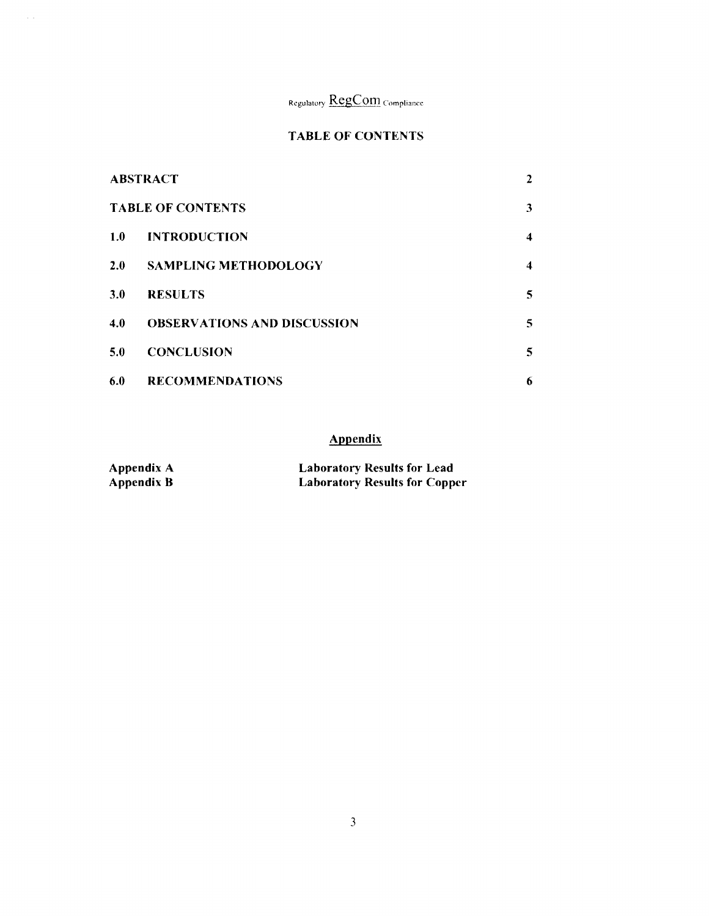Regulatory RegCom Compliance

## TABLE OF CONTENTS

| | | |
|---|---|---|
| **ABSTRACT** | | **2** |
| **TABLE OF CONTENTS** | | **3** |
| **1.0** | **INTRODUCTION** | **4** |
| **2.0** | **SAMPLING METHODOLOGY** | **4** |
| **3.0** | **RESULTS** | **5** |
| **4.0** | **OBSERVATIONS AND DISCUSSION** | **5** |
| **5.0** | **CONCLUSION** | **5** |
| **6.0** | **RECOMMENDATIONS** | **6** |

### Appendix

| | |
|---|---|
| **Appendix A** | **Laboratory Results for Lead** |
| **Appendix B** | **Laboratory Results for Copper** |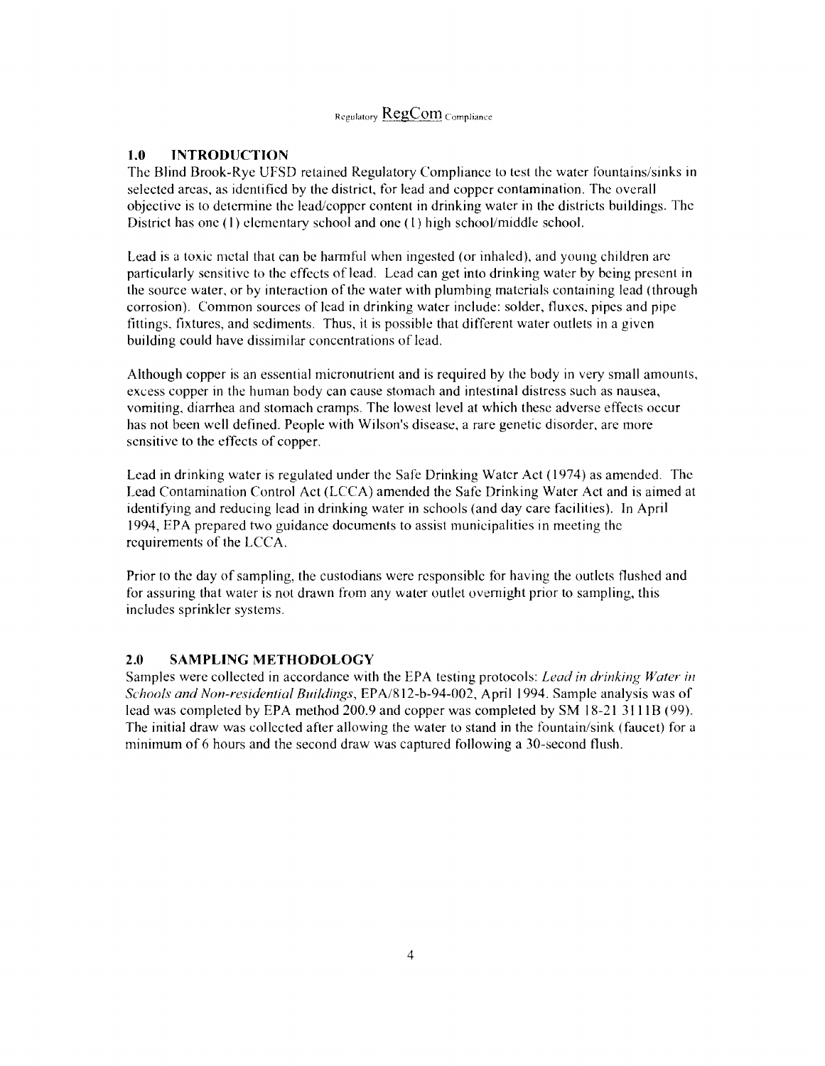## 1.0 INTRODUCTION

The Blind Brook-Rye UFSD retained Regulatory Compliance to test the water fountains/sinks in selected areas, as identified by the district, for lead and copper contamination. The overall objective is to determine the lead/copper content in drinking water in the districts buildings. The District has one (1) elementary school and one (1) high school/middle school.

Lead is a toxic metal that can be harmful when ingested (or inhaled), and young children are particularly sensitive to the effects of lead. Lead can get into drinking water by being present in the source water, or by interaction of the water with plumbing materials containing lead (through corrosion). Common sources of lead in drinking water include: solder, fluxes, pipes and pipe fittings, fixtures, and sediments. Thus, it is possible that different water outlets in a given building could have dissimilar concentrations of lead.

Although copper is an essential micronutrient and is required by the body in very small amounts, excess copper in the human body can cause stomach and intestinal distress such as nausea, vomiting, diarrhea and stomach cramps. The lowest level at which these adverse effects occur has not been well defined. People with Wilson's disease, a rare genetic disorder, are more sensitive to the effects of copper.

Lead in drinking water is regulated under the Safe Drinking Water Act (1974) as amended. The Lead Contamination Control Act (LCCA) amended the Safe Drinking Water Act and is aimed at identifying and reducing lead in drinking water in schools (and day care facilities). In April 1994, EPA prepared two guidance documents to assist municipalities in meeting the requirements of the LCCA.

Prior to the day of sampling, the custodians were responsible for having the outlets flushed and for assuring that water is not drawn from any water outlet overnight prior to sampling, this includes sprinkler systems.

## 2.0 SAMPLING METHODOLOGY

Samples were collected in accordance with the EPA testing protocols: *Lead in drinking Water in Schools and Non-residential Buildings*, EPA/812-b-94-002, April 1994. Sample analysis was of lead was completed by EPA method 200.9 and copper was completed by SM 18-21 3111B (99). The initial draw was collected after allowing the water to stand in the fountain/sink (faucet) for a minimum of 6 hours and the second draw was captured following a 30-second flush.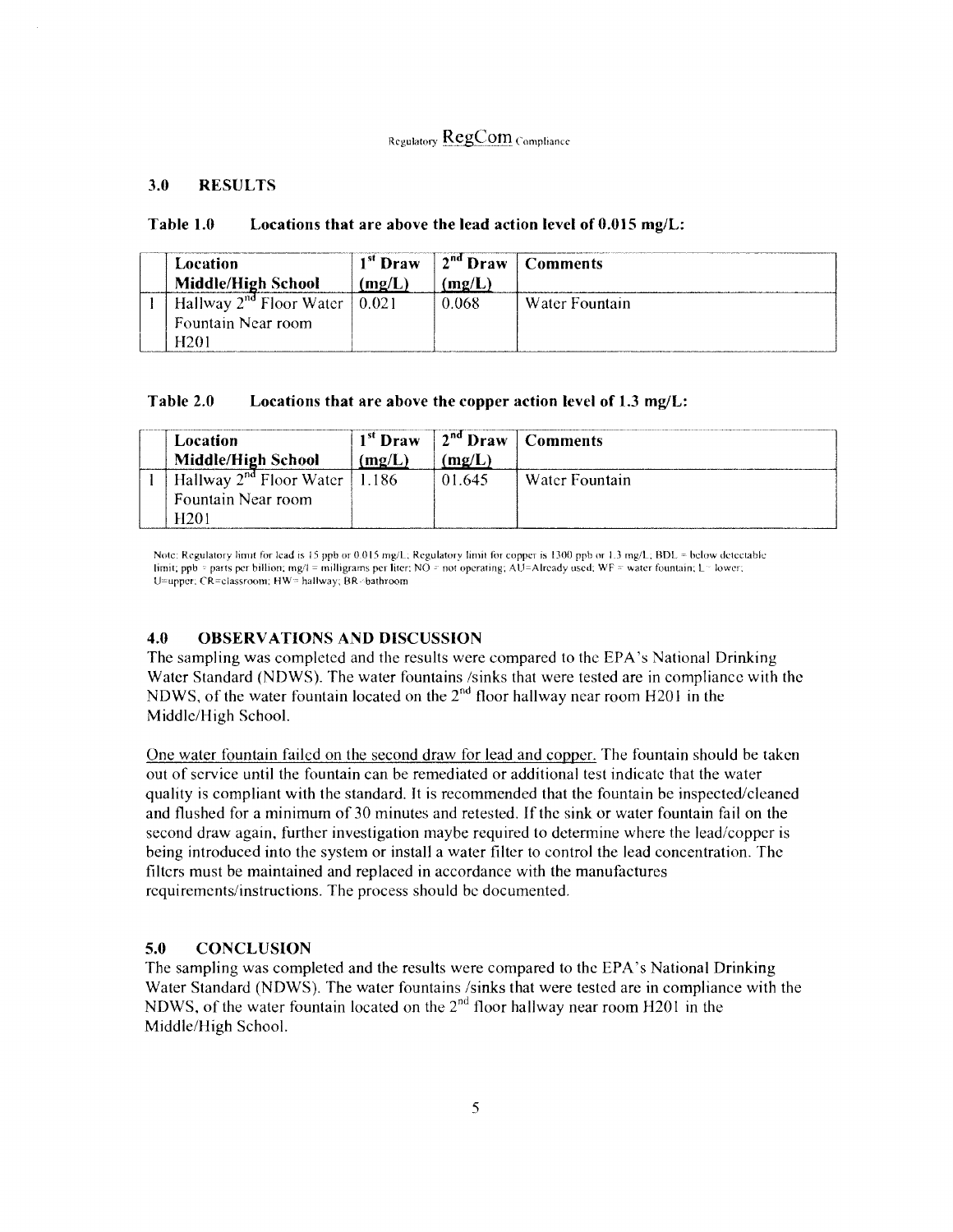## 3.0 RESULTS

**Table 1.0 Locations that are above the lead action level of 0.015 mg/L:**

| | Location Middle/High School | 1st Draw (mg/L) | 2nd Draw (mg/L) | Comments |
|---|---|---|---|---|
| 1 | Hallway 2nd Floor Water Fountain Near room H201 | 0.021 | 0.068 | Water Fountain |

**Table 2.0 Locations that are above the copper action level of 1.3 mg/L:**

| | Location Middle/High School | 1st Draw (mg/L) | 2nd Draw (mg/L) | Comments |
|---|---|---|---|---|
| 1 | Hallway 2nd Floor Water Fountain Near room H201 | 1.186 | 01.645 | Water Fountain |

Note: Regulatory limit for lead is 15 ppb or 0.015 mg/L; Regulatory limit for copper is 1300 ppb or 1.3 mg/L; BDL = below detectable limit; ppb = parts per billion; mg/l = milligrams per liter; NO = not operating; AU=Already used; WF = water fountain; L = lower; U=upper; CR=classroom; HW= hallway; BR=bathroom

## 4.0 OBSERVATIONS AND DISCUSSION

The sampling was completed and the results were compared to the EPA's National Drinking Water Standard (NDWS). The water fountains /sinks that were tested are in compliance with the NDWS, of the water fountain located on the 2nd floor hallway near room H201 in the Middle/High School.

One water fountain failed on the second draw for lead and copper. The fountain should be taken out of service until the fountain can be remediated or additional test indicate that the water quality is compliant with the standard. It is recommended that the fountain be inspected/cleaned and flushed for a minimum of 30 minutes and retested. If the sink or water fountain fail on the second draw again, further investigation maybe required to determine where the lead/copper is being introduced into the system or install a water filter to control the lead concentration. The filters must be maintained and replaced in accordance with the manufactures requirements/instructions. The process should be documented.

## 5.0 CONCLUSION

The sampling was completed and the results were compared to the EPA's National Drinking Water Standard (NDWS). The water fountains /sinks that were tested are in compliance with the NDWS, of the water fountain located on the 2nd floor hallway near room H201 in the Middle/High School.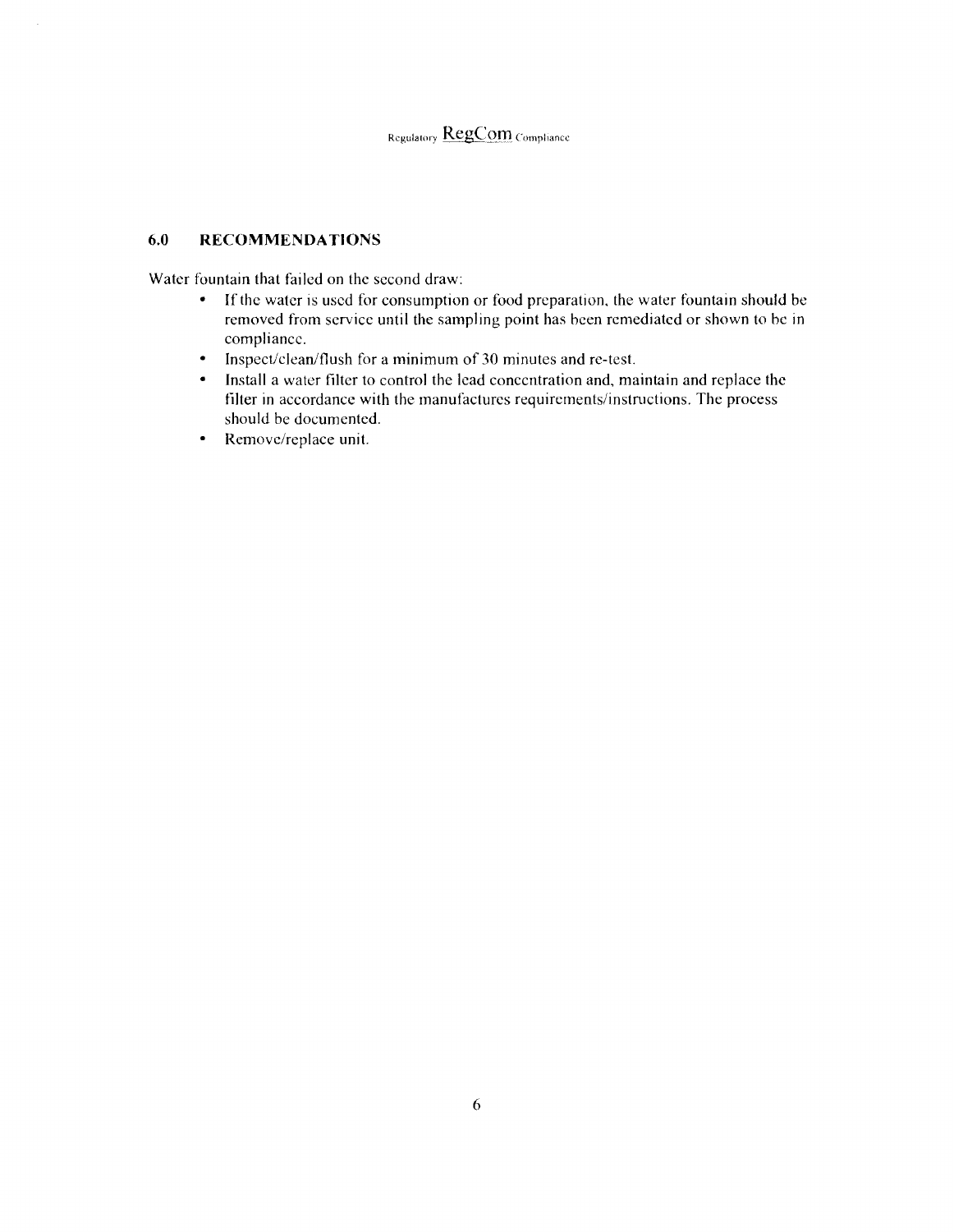## 6.0 RECOMMENDATIONS

Water fountain that failed on the second draw:

- If the water is used for consumption or food preparation, the water fountain should be removed from service until the sampling point has been remediated or shown to be in compliance.
- Inspect/clean/flush for a minimum of 30 minutes and re-test.
- Install a water filter to control the lead concentration and, maintain and replace the filter in accordance with the manufactures requirements/instructions. The process should be documented.
- Remove/replace unit.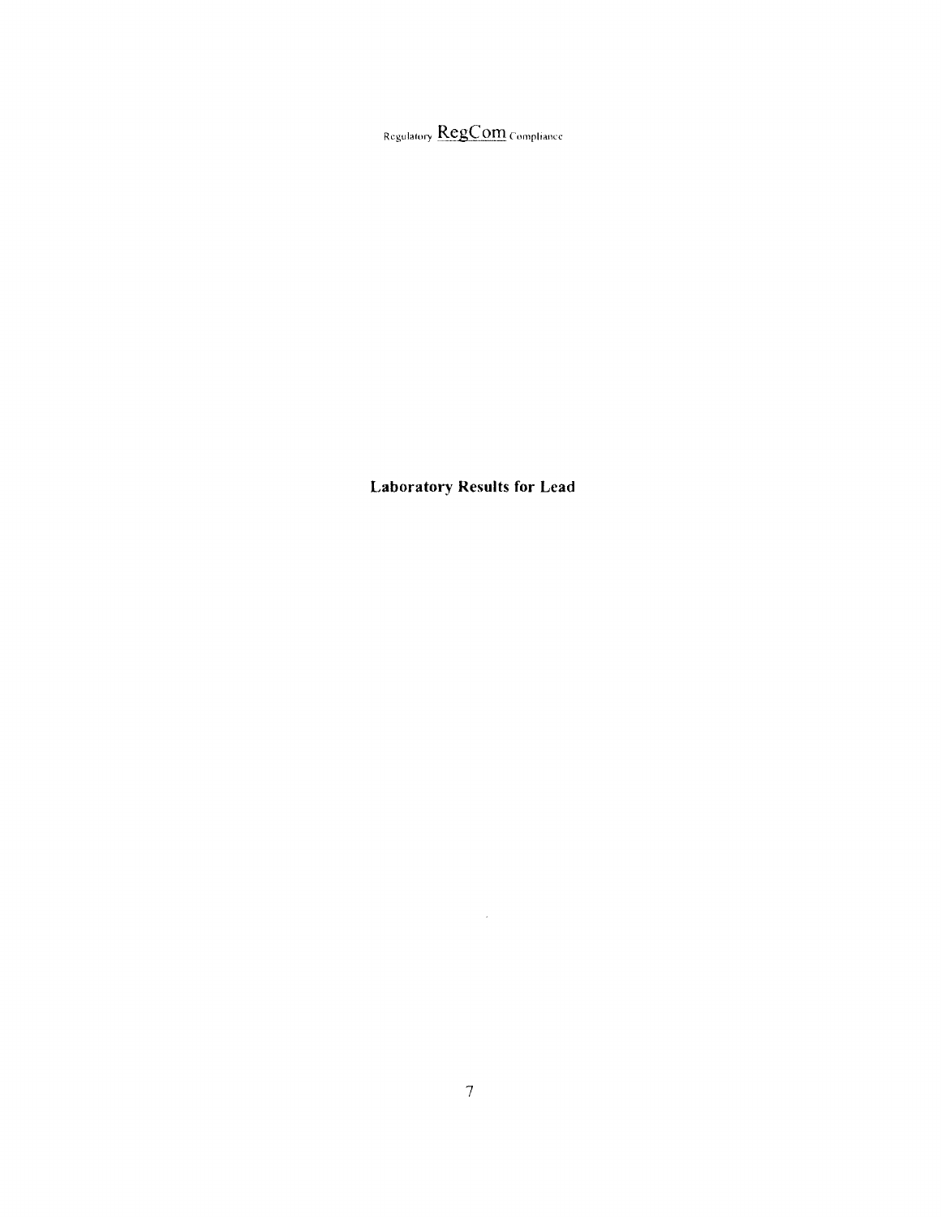**Laboratory Results for Lead**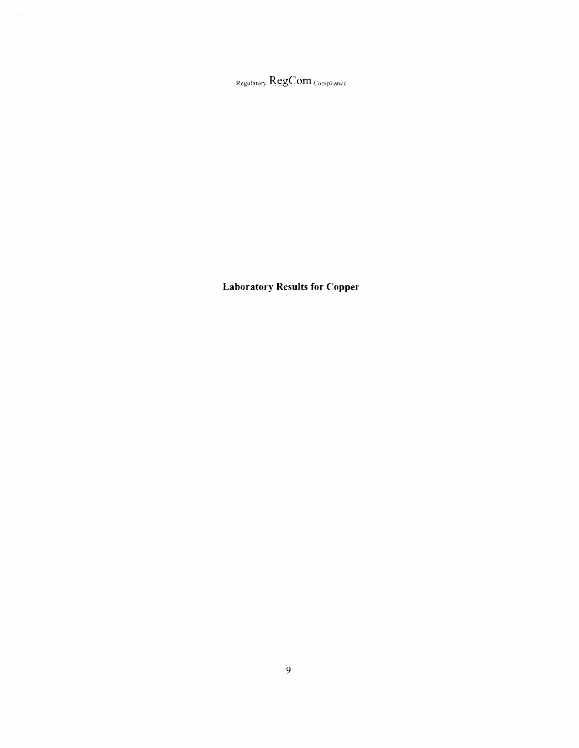**Laboratory Results for Copper**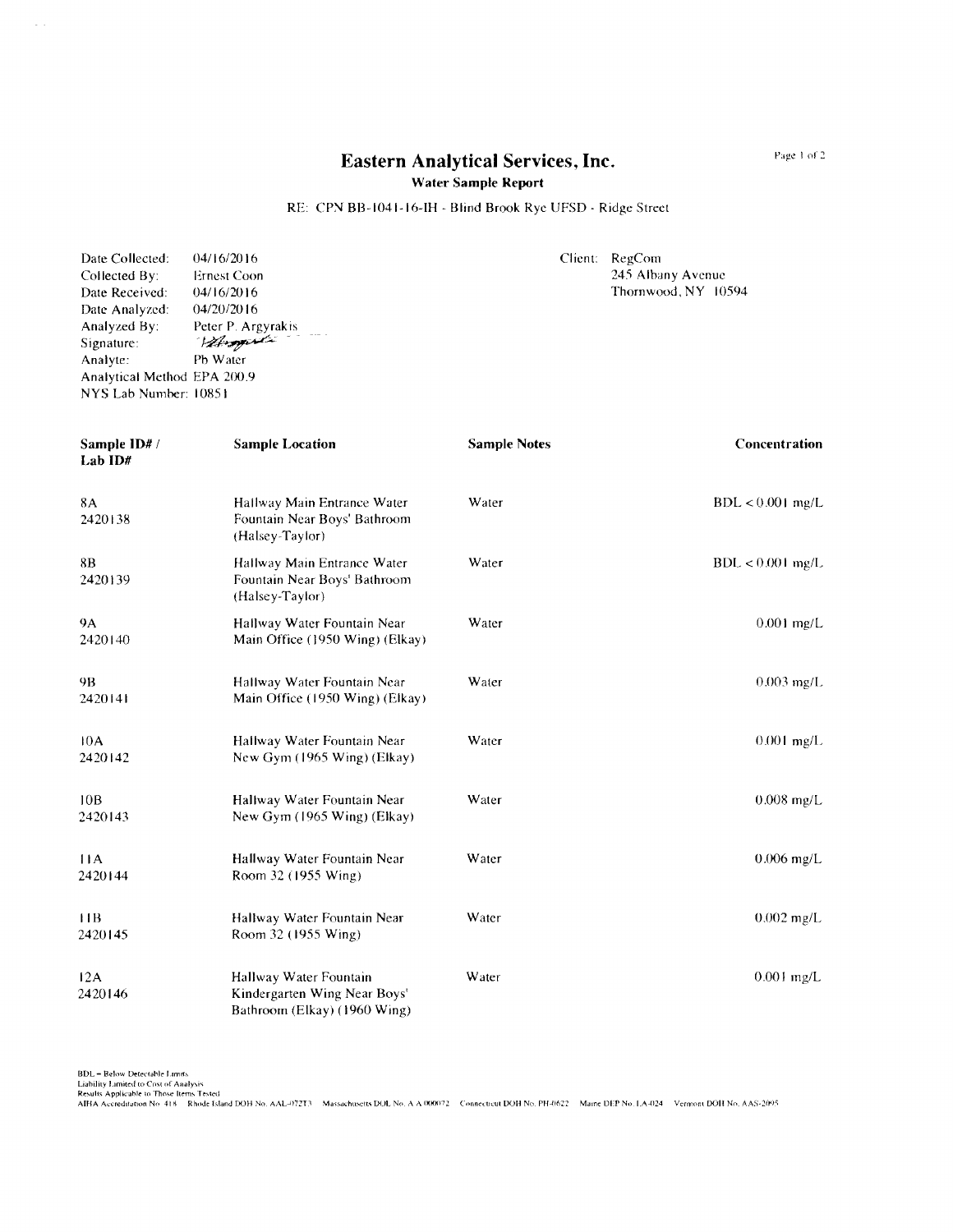# Eastern Analytical Services, Inc.

**Water Sample Report**

RE: CPN BB-1041-16-IH - Blind Brook Rye UFSD - Ridge Street

Date Collected: 04/16/2016
Collected By: Ernest Coon
Date Received: 04/16/2016
Date Analyzed: 04/20/2016
Analyzed By: Peter P. Argyrakis
Signature:
Analyte: Pb Water
Analytical Method EPA 200.9
NYS Lab Number: 10851

Client: RegCom
245 Albany Avenue
Thornwood, NY 10594

| Sample ID# / Lab ID# | Sample Location | Sample Notes | Concentration |
|---|---|---|---|
| 8A 2420138 | Hallway Main Entrance Water Fountain Near Boys' Bathroom (Halsey-Taylor) | Water | BDL < 0.001 mg/L |
| 8B 2420139 | Hallway Main Entrance Water Fountain Near Boys' Bathroom (Halsey-Taylor) | Water | BDL < 0.001 mg/L |
| 9A 2420140 | Hallway Water Fountain Near Main Office (1950 Wing) (Elkay) | Water | 0.001 mg/L |
| 9B 2420141 | Hallway Water Fountain Near Main Office (1950 Wing) (Elkay) | Water | 0.003 mg/L |
| 10A 2420142 | Hallway Water Fountain Near New Gym (1965 Wing) (Elkay) | Water | 0.001 mg/L |
| 10B 2420143 | Hallway Water Fountain Near New Gym (1965 Wing) (Elkay) | Water | 0.008 mg/L |
| 11A 2420144 | Hallway Water Fountain Near Room 32 (1955 Wing) | Water | 0.006 mg/L |
| 11B 2420145 | Hallway Water Fountain Near Room 32 (1955 Wing) | Water | 0.002 mg/L |
| 12A 2420146 | Hallway Water Fountain Kindergarten Wing Near Boys' Bathroom (Elkay) (1960 Wing) | Water | 0.001 mg/L |

BDL = Below Detectable Limits
Liability Limited to Cost of Analysis
Results Applicable to Those Items Tested
AIHA Accreditation No. 418 Rhode Island DOH No. AAL-072T3 Massachusetts DOL No. A A 000072 Connecticut DOH No. PH-0622 Maine DEP No. LA-024 Vermont DOH No. AAS-2095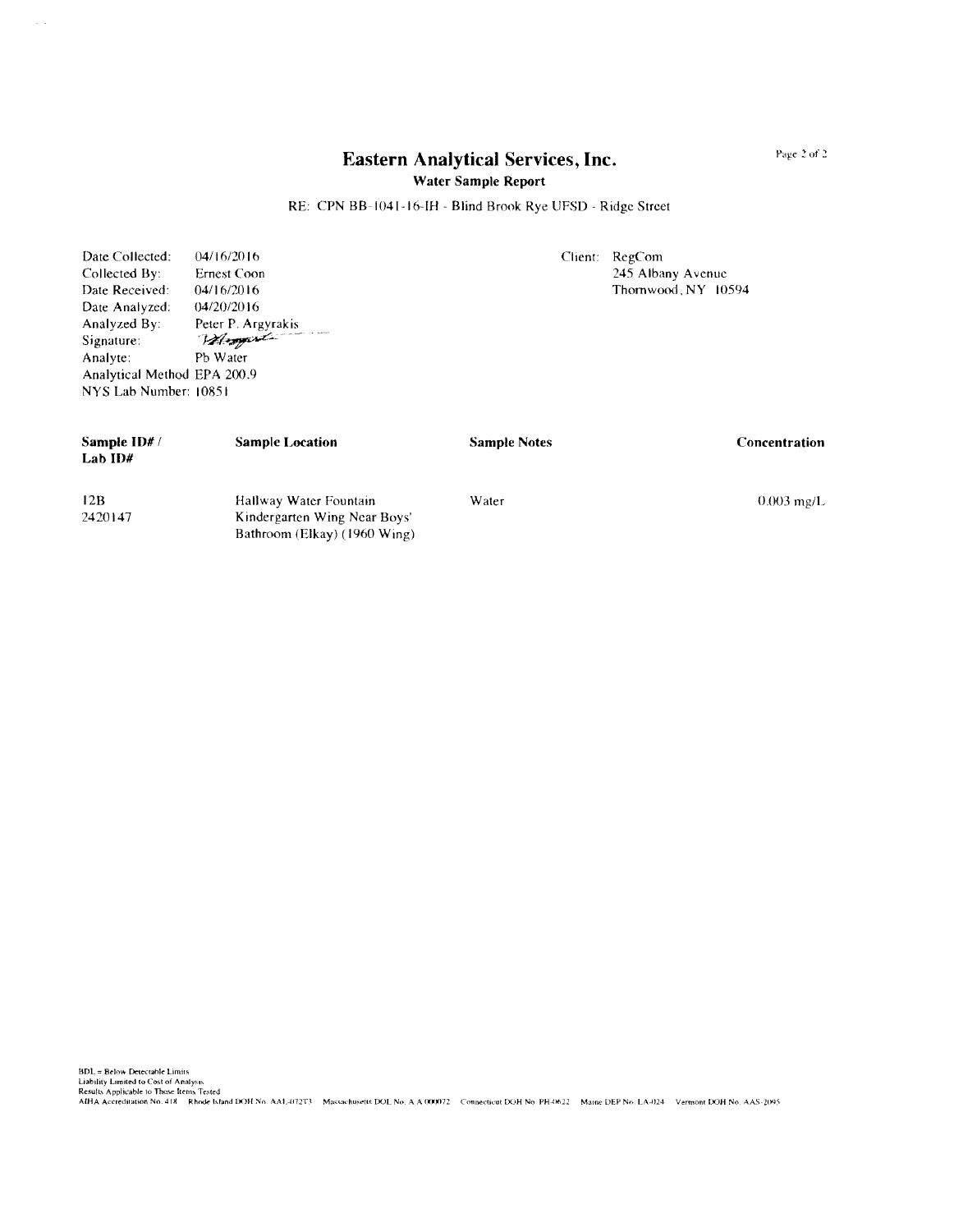# Eastern Analytical Services, Inc.

**Water Sample Report**

RE: CPN BB-1041-16-IH - Blind Brook Rye UFSD - Ridge Street

Date Collected: 04/16/2016
Collected By: Ernest Coon
Date Received: 04/16/2016
Date Analyzed: 04/20/2016
Analyzed By: Peter P. Argyrakis
Signature:
Analyte: Pb Water
Analytical Method EPA 200.9
NYS Lab Number: 10851

Client: RegCom
245 Albany Avenue
Thornwood, NY 10594

| Sample ID# / Lab ID# | Sample Location | Sample Notes | Concentration |
|---|---|---|---|
| 12B<br>2420147 | Hallway Water Fountain Kindergarten Wing Near Boys' Bathroom (Elkay) (1960 Wing) | Water | 0.003 mg/L |

BDL = Below Detectable Limits
Liability Limited to Cost of Analysis
Results Applicable to Those Items Tested
AIHA Accreditation No. 418 Rhode Island DOH No. AAL-072T3 Massachusetts DOL No. A A 000072 Connecticut DOH No. PH-0622 Maine DEP No. LA-024 Vermont DOH No. AAS-2095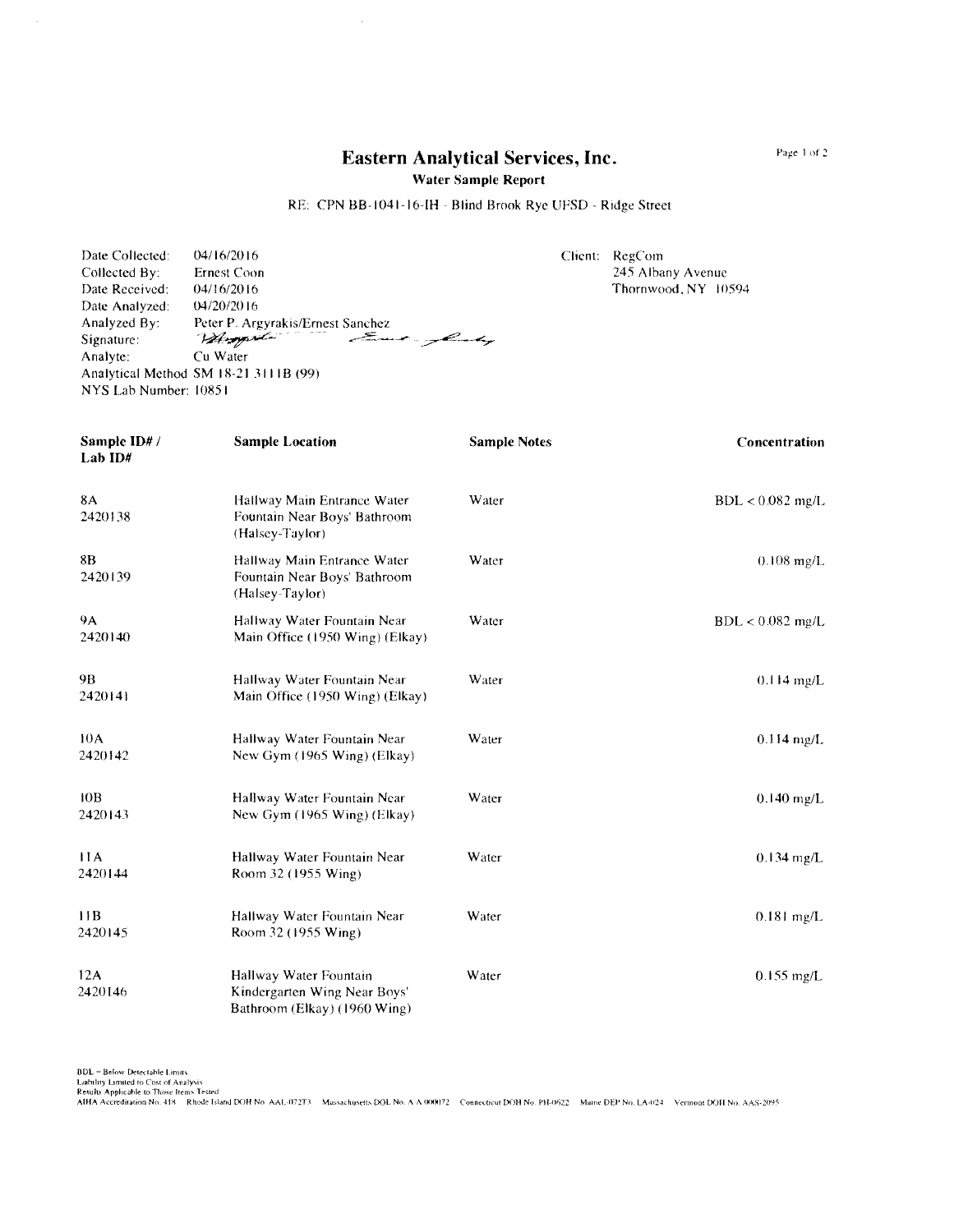# Eastern Analytical Services, Inc.

**Water Sample Report**

RE: CPN BB-1041-16-IH - Blind Brook Rye UFSD - Ridge Street

Date Collected: 04/16/2016
Collected By: Ernest Coon
Date Received: 04/16/2016
Date Analyzed: 04/20/2016
Analyzed By: Peter P. Argyrakis/Ernest Sanchez
Signature:
Analyte: Cu Water
Analytical Method SM 18-21 3111B (99)
NYS Lab Number: 10851

Client: RegCom
245 Albany Avenue
Thornwood, NY 10594

| Sample ID# / Lab ID# | Sample Location | Sample Notes | Concentration |
|---|---|---|---|
| 8A 2420138 | Hallway Main Entrance Water Fountain Near Boys' Bathroom (Halsey-Taylor) | Water | BDL < 0.082 mg/L |
| 8B 2420139 | Hallway Main Entrance Water Fountain Near Boys' Bathroom (Halsey-Taylor) | Water | 0.108 mg/L |
| 9A 2420140 | Hallway Water Fountain Near Main Office (1950 Wing) (Elkay) | Water | BDL < 0.082 mg/L |
| 9B 2420141 | Hallway Water Fountain Near Main Office (1950 Wing) (Elkay) | Water | 0.114 mg/L |
| 10A 2420142 | Hallway Water Fountain Near New Gym (1965 Wing) (Elkay) | Water | 0.114 mg/L |
| 10B 2420143 | Hallway Water Fountain Near New Gym (1965 Wing) (Elkay) | Water | 0.140 mg/L |
| 11A 2420144 | Hallway Water Fountain Near Room 32 (1955 Wing) | Water | 0.134 mg/L |
| 11B 2420145 | Hallway Water Fountain Near Room 32 (1955 Wing) | Water | 0.181 mg/L |
| 12A 2420146 | Hallway Water Fountain Kindergarten Wing Near Boys' Bathroom (Elkay) (1960 Wing) | Water | 0.155 mg/L |

BDL = Below Detectable Limits
Liability Limited to Cost of Analysis
Results Applicable to Those Items Tested
AIHA Accreditation No. 418 Rhode Island DOH No. AAL-072T3 Massachusetts DOL No. A A 000072 Connecticut DOH No. PH-0622 Maine DEP No. LA-024 Vermont DOH No. AAS-2095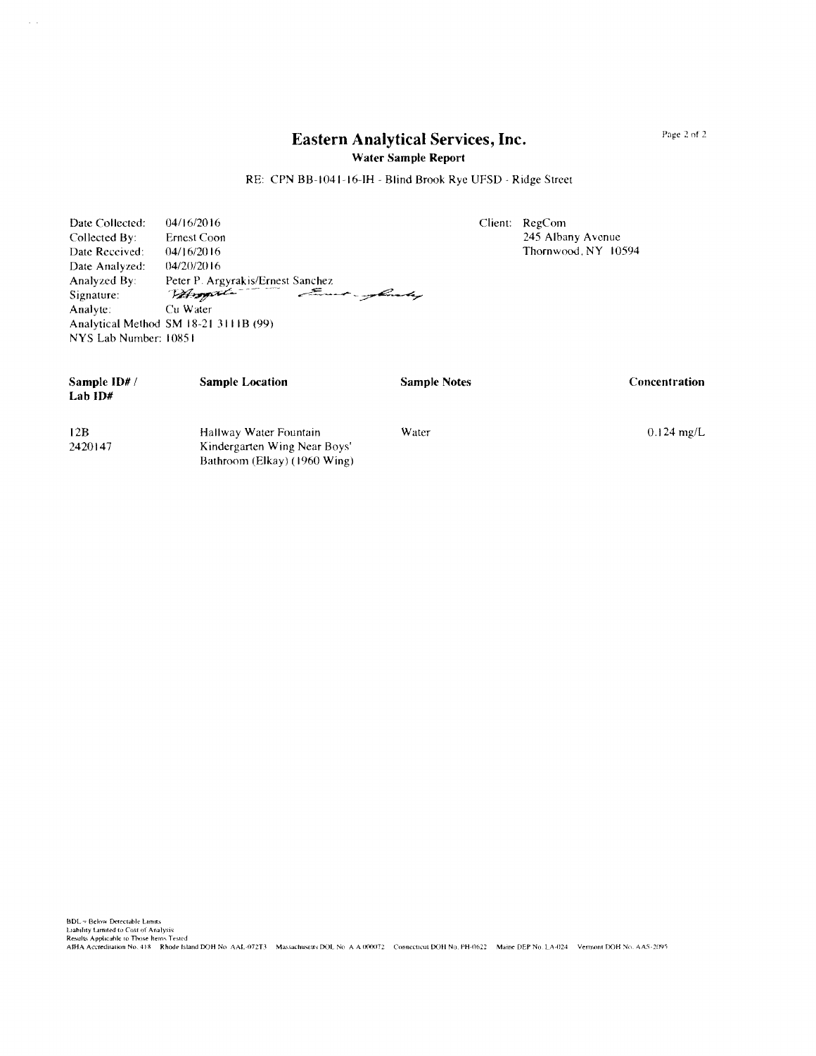# Eastern Analytical Services, Inc.

**Water Sample Report**

RE: CPN BB-1041-16-IH - Blind Brook Rye UFSD - Ridge Street

Date Collected: 04/16/2016
Collected By: Ernest Coon
Date Received: 04/16/2016
Date Analyzed: 04/20/2016
Analyzed By: Peter P. Argyrakis/Ernest Sanchez
Signature:
Analyte: Cu Water
Analytical Method SM 18-21 3111B (99)
NYS Lab Number: 10851

Client: RegCom
245 Albany Avenue
Thornwood, NY 10594

| Sample ID# / Lab ID# | Sample Location | Sample Notes | Concentration |
|---|---|---|---|
| 12B 2420147 | Hallway Water Fountain Kindergarten Wing Near Boys' Bathroom (Elkay) (1960 Wing) | Water | 0.124 mg/L |

BDL = Below Detectable Limits
Liability Limited to Cost of Analysis
Results Applicable to Those Items Tested
AIHA Accreditation No. 418 Rhode Island DOH No. AAL-072T3 Massachusetts DOL No. A A 000072 Connecticut DOH No. PH-0622 Maine DEP No. LA-024 Vermont DOH No. AAS-2095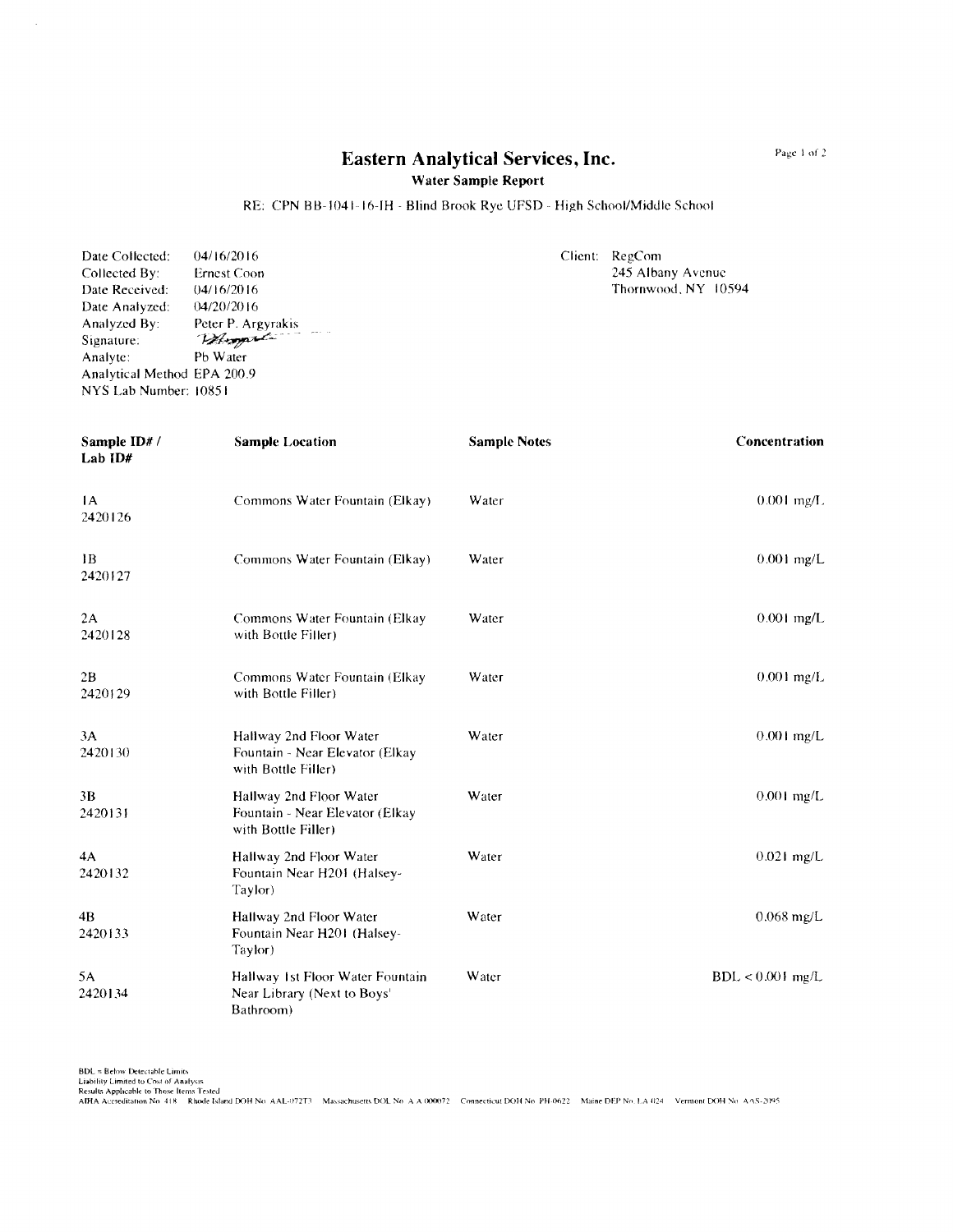# Eastern Analytical Services, Inc.

**Water Sample Report**

RE: CPN BB-1041-16-IH - Blind Brook Rye UFSD - High School/Middle School

Date Collected: 04/16/2016
Collected By: Ernest Coon
Date Received: 04/16/2016
Date Analyzed: 04/20/2016
Analyzed By: Peter P. Argyrakis
Signature:
Analyte: Pb Water
Analytical Method EPA 200.9
NYS Lab Number: 10851

Client: RegCom
245 Albany Avenue
Thornwood, NY 10594

| Sample ID# / Lab ID# | Sample Location | Sample Notes | Concentration |
|---|---|---|---|
| 1A 2420126 | Commons Water Fountain (Elkay) | Water | 0.001 mg/L |
| 1B 2420127 | Commons Water Fountain (Elkay) | Water | 0.001 mg/L |
| 2A 2420128 | Commons Water Fountain (Elkay with Bottle Filler) | Water | 0.001 mg/L |
| 2B 2420129 | Commons Water Fountain (Elkay with Bottle Filler) | Water | 0.001 mg/L |
| 3A 2420130 | Hallway 2nd Floor Water Fountain - Near Elevator (Elkay with Bottle Filler) | Water | 0.001 mg/L |
| 3B 2420131 | Hallway 2nd Floor Water Fountain - Near Elevator (Elkay with Bottle Filler) | Water | 0.001 mg/L |
| 4A 2420132 | Hallway 2nd Floor Water Fountain Near H201 (Halsey-Taylor) | Water | 0.021 mg/L |
| 4B 2420133 | Hallway 2nd Floor Water Fountain Near H201 (Halsey-Taylor) | Water | 0.068 mg/L |
| 5A 2420134 | Hallway 1st Floor Water Fountain Near Library (Next to Boys' Bathroom) | Water | BDL < 0.001 mg/L |

BDL = Below Detectable Limits
Liability Limited to Cost of Analysis
Results Applicable to Those Items Tested
AIHA Accreditation No. 418 Rhode Island DOH No. AAL-072T3 Massachusetts DOL No. A A 000072 Connecticut DOH No. PH-0622 Maine DEP No. LA 024 Vermont DOH No. AAS-2095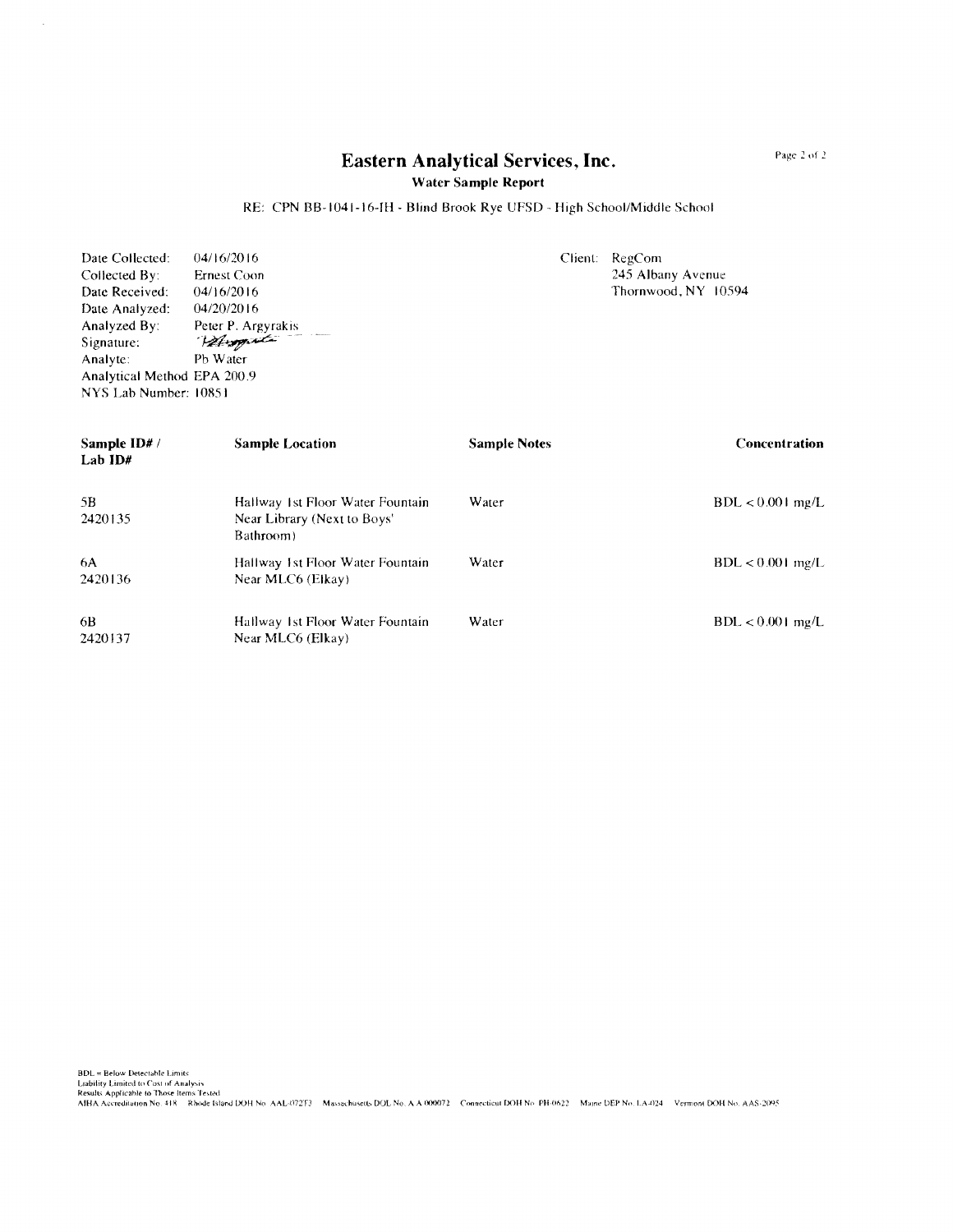# Eastern Analytical Services, Inc.

**Water Sample Report**

RE: CPN BB-1041-16-IH - Blind Brook Rye UFSD - High School/Middle School

Date Collected: 04/16/2016
Collected By: Ernest Coon
Date Received: 04/16/2016
Date Analyzed: 04/20/2016
Analyzed By: Peter P. Argyrakis
Signature: P.Argyrakis
Analyte: Pb Water
Analytical Method EPA 200.9
NYS Lab Number: 10851

Client: RegCom
245 Albany Avenue
Thornwood, NY 10594

| Sample ID# / Lab ID# | Sample Location | Sample Notes | Concentration |
|---|---|---|---|
| 5B 2420135 | Hallway 1st Floor Water Fountain Near Library (Next to Boys' Bathroom) | Water | BDL < 0.001 mg/L |
| 6A 2420136 | Hallway 1st Floor Water Fountain Near MLC6 (Elkay) | Water | BDL < 0.001 mg/L |
| 6B 2420137 | Hallway 1st Floor Water Fountain Near MLC6 (Elkay) | Water | BDL < 0.001 mg/L |

BDL = Below Detectable Limits
Liability Limited to Cost of Analysis
Results Applicable to Those Items Tested
AIHA Accreditation No. 418 Rhode Island DOH No. AAL-072T3 Massachusetts DOL No. A A 000072 Connecticut DOH No. PH-0622 Maine DEP No. LA-024 Vermont DOH No. AAS-2095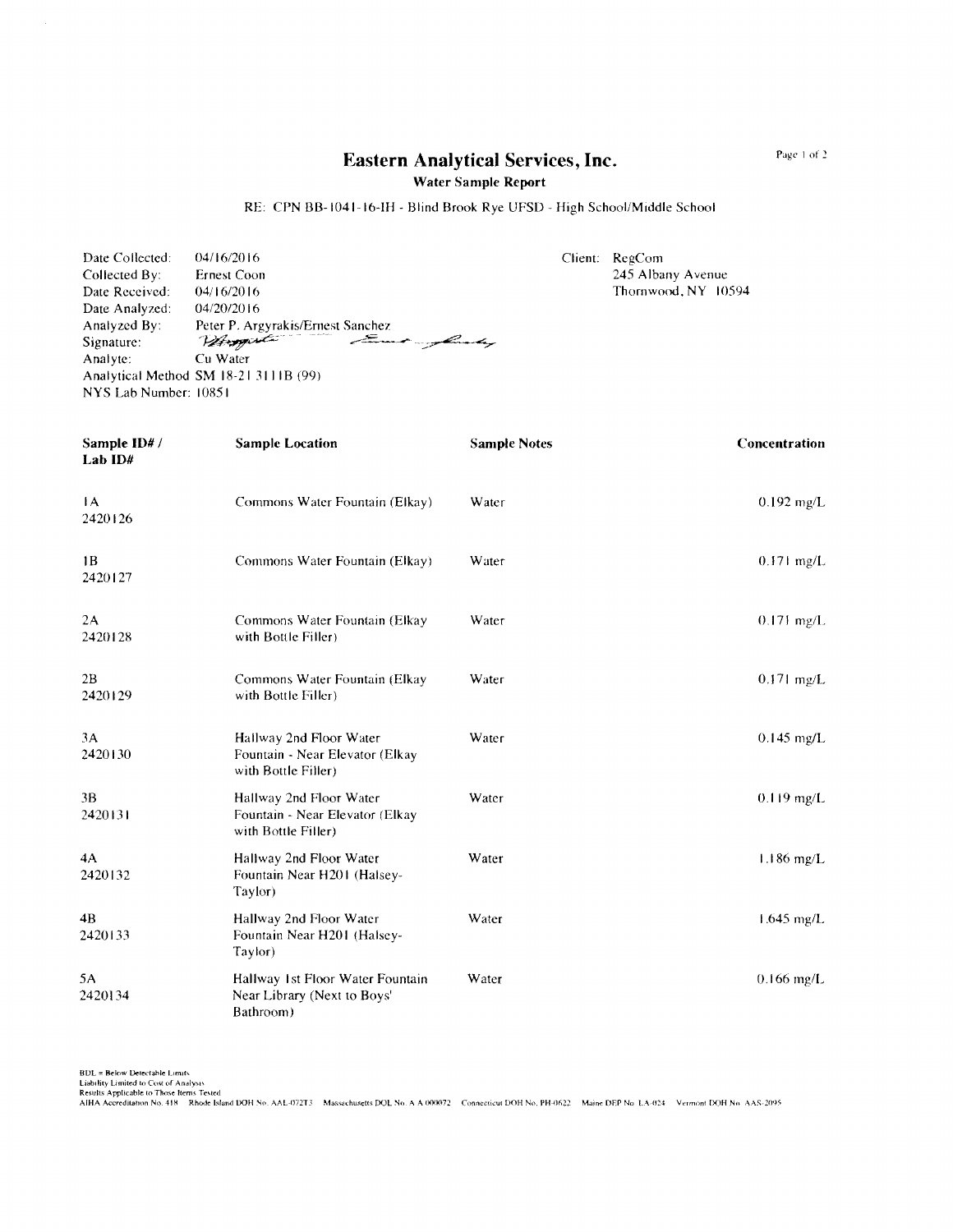# Eastern Analytical Services, Inc.

**Water Sample Report**

RE: CPN BB-1041-16-IH - Blind Brook Rye UFSD - High School/Middle School

Date Collected: 04/16/2016
Collected By: Ernest Coon
Date Received: 04/16/2016
Date Analyzed: 04/20/2016
Analyzed By: Peter P. Argyrakis/Ernest Sanchez
Signature:
Analyte: Cu Water
Analytical Method SM 18-21 3111B (99)
NYS Lab Number: 10851

Client: RegCom
245 Albany Avenue
Thornwood, NY 10594

| Sample ID# / Lab ID# | Sample Location | Sample Notes | Concentration |
|---|---|---|---|
| 1A 2420126 | Commons Water Fountain (Elkay) | Water | 0.192 mg/L |
| 1B 2420127 | Commons Water Fountain (Elkay) | Water | 0.171 mg/L |
| 2A 2420128 | Commons Water Fountain (Elkay with Bottle Filler) | Water | 0.171 mg/L |
| 2B 2420129 | Commons Water Fountain (Elkay with Bottle Filler) | Water | 0.171 mg/L |
| 3A 2420130 | Hallway 2nd Floor Water Fountain - Near Elevator (Elkay with Bottle Filler) | Water | 0.145 mg/L |
| 3B 2420131 | Hallway 2nd Floor Water Fountain - Near Elevator (Elkay with Bottle Filler) | Water | 0.119 mg/L |
| 4A 2420132 | Hallway 2nd Floor Water Fountain Near H201 (Halsey-Taylor) | Water | 1.186 mg/L |
| 4B 2420133 | Hallway 2nd Floor Water Fountain Near H201 (Halsey-Taylor) | Water | 1.645 mg/L |
| 5A 2420134 | Hallway 1st Floor Water Fountain Near Library (Next to Boys' Bathroom) | Water | 0.166 mg/L |

BDL = Below Detectable Limits
Liability Limited to Cost of Analysis
Results Applicable to Those Items Tested
AIHA Accreditation No. 418 Rhode Island DOH No. AAL-072T3 Massachusetts DOL No. A A 000072 Connecticut DOH No. PH-0622 Maine DEP No. LA-024 Vermont DOH No. AAS-2095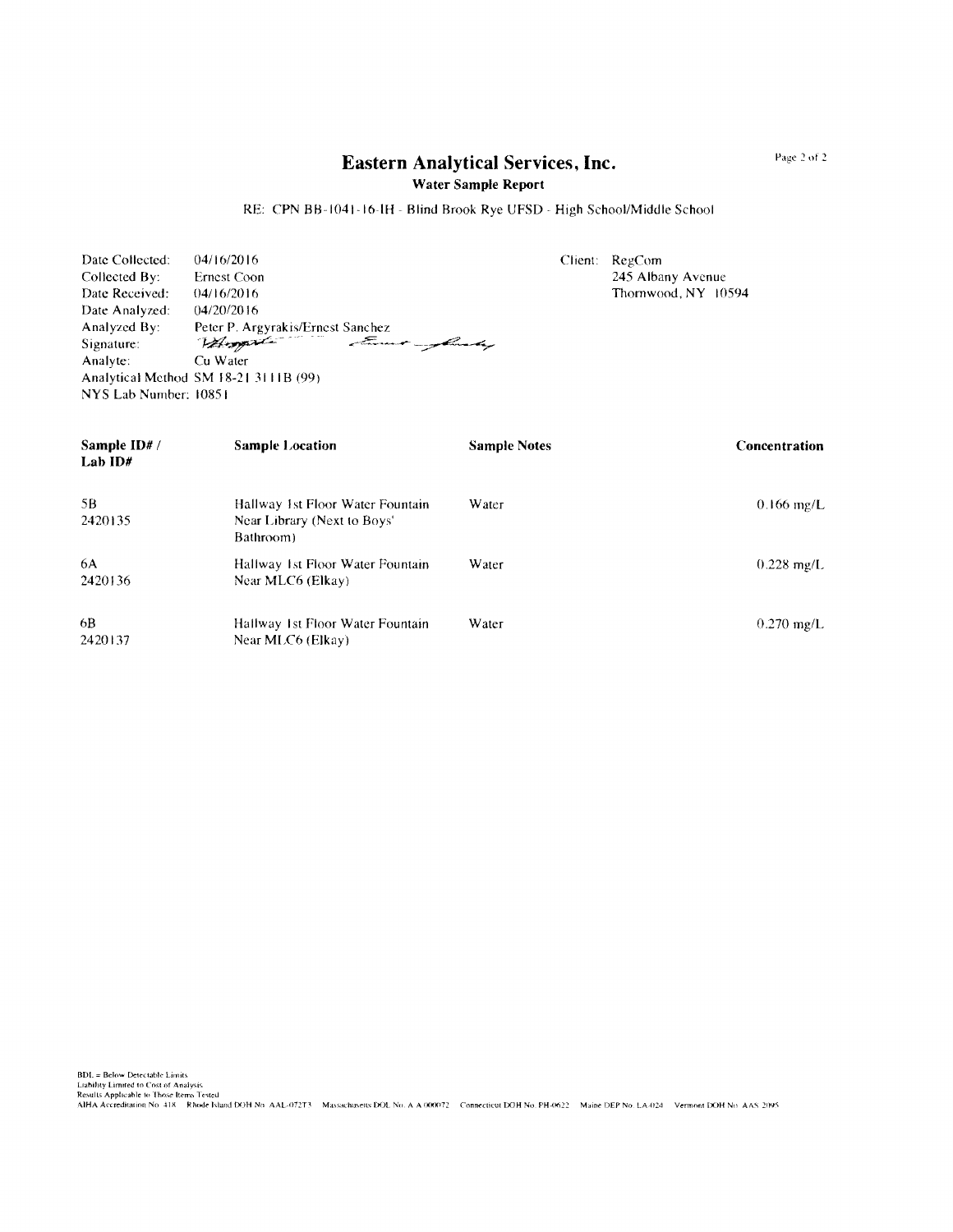# Eastern Analytical Services, Inc.

**Water Sample Report**

RE: CPN BB-1041-16-IH - Blind Brook Rye UFSD - High School/Middle School

Date Collected: 04/16/2016
Collected By: Ernest Coon
Date Received: 04/16/2016
Date Analyzed: 04/20/2016
Analyzed By: Peter P. Argyrakis/Ernest Sanchez
Signature:
Analyte: Cu Water
Analytical Method SM 18-21 3111B (99)
NYS Lab Number: 10851

Client: RegCom
245 Albany Avenue
Thornwood, NY 10594

| Sample ID# / Lab ID# | Sample Location | Sample Notes | Concentration |
|---|---|---|---|
| 5B<br>2420135 | Hallway 1st Floor Water Fountain Near Library (Next to Boys' Bathroom) | Water | 0.166 mg/L |
| 6A<br>2420136 | Hallway 1st Floor Water Fountain Near MLC6 (Elkay) | Water | 0.228 mg/L |
| 6B<br>2420137 | Hallway 1st Floor Water Fountain Near MLC6 (Elkay) | Water | 0.270 mg/L |

BDL = Below Detectable Limits
Liability Limited to Cost of Analysis
Results Applicable to Those Items Tested
AIHA Accreditation No. 418 Rhode Island DOH No. AAL-072T3 Massachusetts DOL No. A A 000072 Connecticut DOH No. PH-0622 Maine DEP No. LA-024 Vermont DOH No. AAS 2095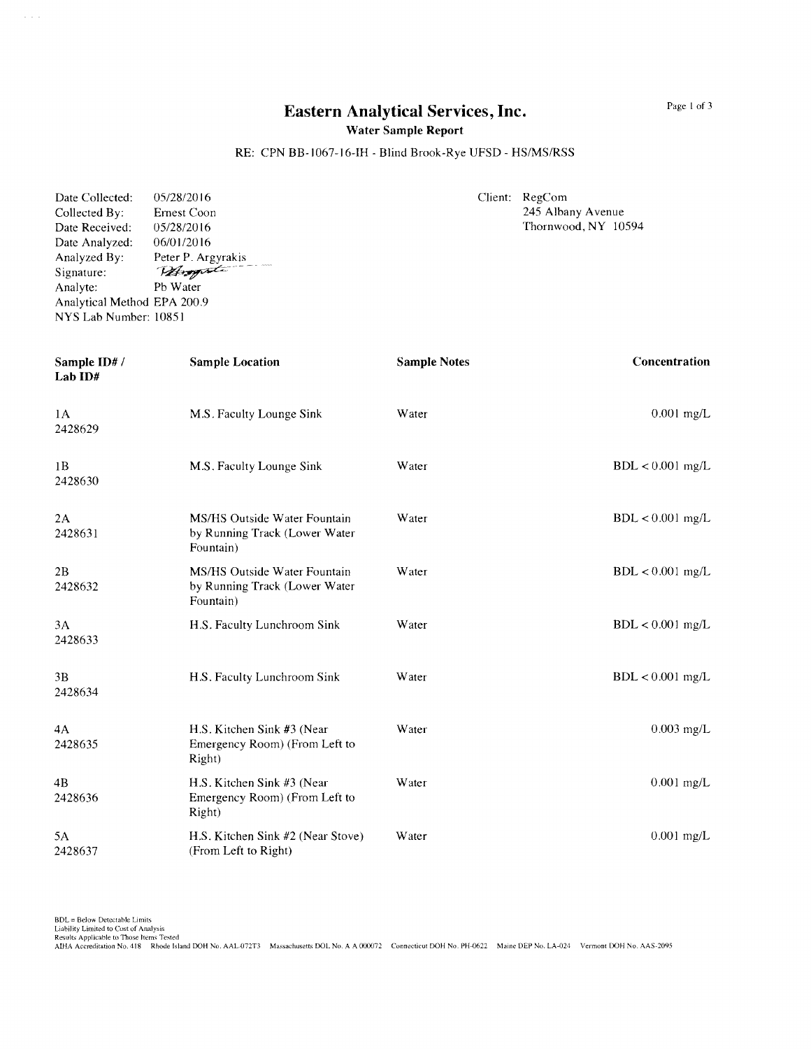# Eastern Analytical Services, Inc.

**Water Sample Report**

RE: CPN BB-1067-16-IH - Blind Brook-Rye UFSD - HS/MS/RSS

Date Collected: 05/28/2016
Collected By: Ernest Coon
Date Received: 05/28/2016
Date Analyzed: 06/01/2016
Analyzed By: Peter P. Argyrakis
Signature: PArgyrakis
Analyte: Pb Water
Analytical Method EPA 200.9
NYS Lab Number: 10851

Client: RegCom
245 Albany Avenue
Thornwood, NY 10594

| Sample ID# / Lab ID# | Sample Location | Sample Notes | Concentration |
|---|---|---|---|
| 1A 2428629 | M.S. Faculty Lounge Sink | Water | 0.001 mg/L |
| 1B 2428630 | M.S. Faculty Lounge Sink | Water | BDL < 0.001 mg/L |
| 2A 2428631 | MS/HS Outside Water Fountain by Running Track (Lower Water Fountain) | Water | BDL < 0.001 mg/L |
| 2B 2428632 | MS/HS Outside Water Fountain by Running Track (Lower Water Fountain) | Water | BDL < 0.001 mg/L |
| 3A 2428633 | H.S. Faculty Lunchroom Sink | Water | BDL < 0.001 mg/L |
| 3B 2428634 | H.S. Faculty Lunchroom Sink | Water | BDL < 0.001 mg/L |
| 4A 2428635 | H.S. Kitchen Sink #3 (Near Emergency Room) (From Left to Right) | Water | 0.003 mg/L |
| 4B 2428636 | H.S. Kitchen Sink #3 (Near Emergency Room) (From Left to Right) | Water | 0.001 mg/L |
| 5A 2428637 | H.S. Kitchen Sink #2 (Near Stove) (From Left to Right) | Water | 0.001 mg/L |

BDL = Below Detectable Limits
Liability Limited to Cost of Analysis
Results Applicable to Those Items Tested
AIHA Accreditation No. 418 Rhode Island DOH No. AAL-072T3 Massachusetts DOL No. A A 000072 Connecticut DOH No. PH-0622 Maine DEP No. LA-024 Vermont DOH No. AAS-2095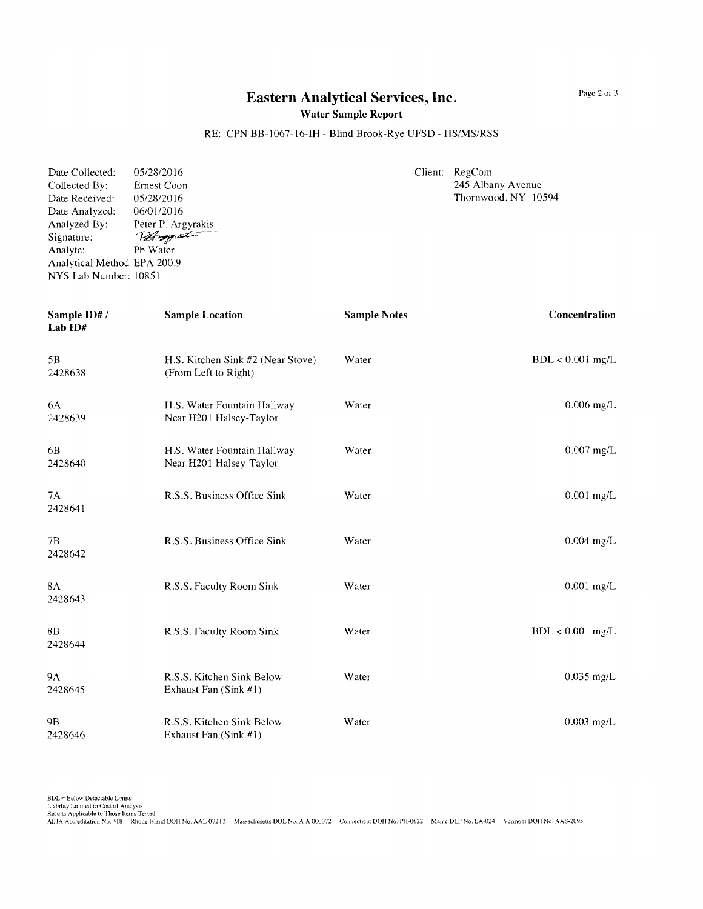# Eastern Analytical Services, Inc.

**Water Sample Report**

RE: CPN BB-1067-16-IH - Blind Brook-Rye UFSD - HS/MS/RSS

Date Collected: 05/28/2016
Collected By: Ernest Coon
Date Received: 05/28/2016
Date Analyzed: 06/01/2016
Analyzed By: Peter P. Argyrakis
Signature: 
Analyte: Pb Water
Analytical Method EPA 200.9
NYS Lab Number: 10851

Client: RegCom
245 Albany Avenue
Thornwood, NY 10594

| Sample ID# / Lab ID# | Sample Location | Sample Notes | Concentration |
|---|---|---|---|
| 5B 2428638 | H.S. Kitchen Sink #2 (Near Stove) (From Left to Right) | Water | BDL < 0.001 mg/L |
| 6A 2428639 | H.S. Water Fountain Hallway Near H201 Halsey-Taylor | Water | 0.006 mg/L |
| 6B 2428640 | H.S. Water Fountain Hallway Near H201 Halsey-Taylor | Water | 0.007 mg/L |
| 7A 2428641 | R.S.S. Business Office Sink | Water | 0.001 mg/L |
| 7B 2428642 | R.S.S. Business Office Sink | Water | 0.004 mg/L |
| 8A 2428643 | R.S.S. Faculty Room Sink | Water | 0.001 mg/L |
| 8B 2428644 | R.S.S. Faculty Room Sink | Water | BDL < 0.001 mg/L |
| 9A 2428645 | R.S.S. Kitchen Sink Below Exhaust Fan (Sink #1) | Water | 0.035 mg/L |
| 9B 2428646 | R.S.S. Kitchen Sink Below Exhaust Fan (Sink #1) | Water | 0.003 mg/L |

BDL = Below Detectable Limits
Liability Limited to Cost of Analysis
Results Applicable to Those Items Tested
AIHA Accreditation No. 418 Rhode Island DOH No. AAL-072T3 Massachusetts DOL No. A A 000072 Connecticut DOH No. PH-0622 Maine DEP No. LA-024 Vermont DOH No. AAS-2095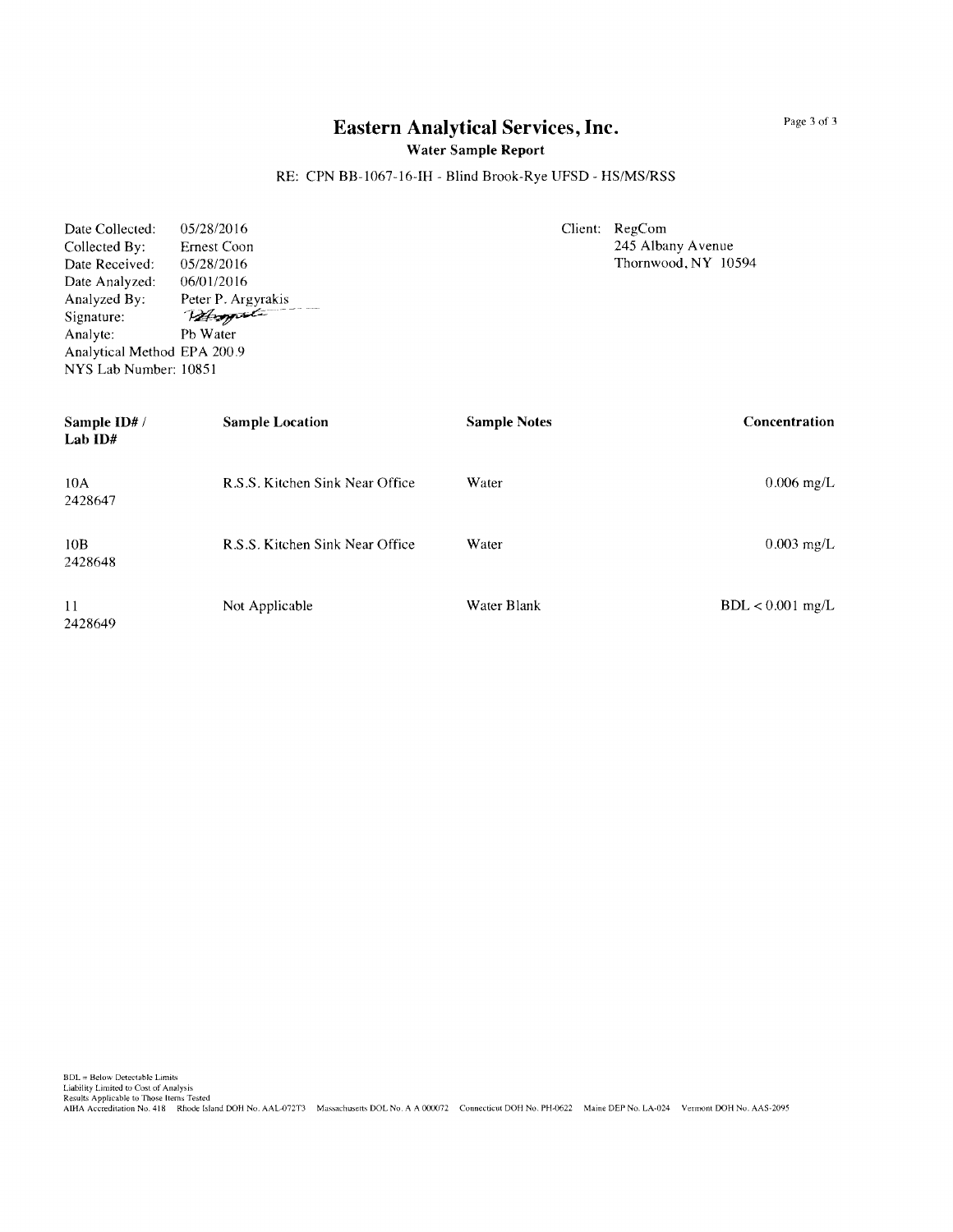# Eastern Analytical Services, Inc.

**Water Sample Report**

RE: CPN BB-1067-16-IH - Blind Brook-Rye UFSD - HS/MS/RSS

Date Collected: 05/28/2016
Collected By: Ernest Coon
Date Received: 05/28/2016
Date Analyzed: 06/01/2016
Analyzed By: Peter P. Argyrakis
Signature:
Analyte: Pb Water
Analytical Method EPA 200.9
NYS Lab Number: 10851

Client: RegCom
245 Albany Avenue
Thornwood, NY 10594

| Sample ID# / Lab ID# | Sample Location | Sample Notes | Concentration |
|---|---|---|---|
| 10A 2428647 | R.S.S. Kitchen Sink Near Office | Water | 0.006 mg/L |
| 10B 2428648 | R.S.S. Kitchen Sink Near Office | Water | 0.003 mg/L |
| 11 2428649 | Not Applicable | Water Blank | BDL < 0.001 mg/L |

BDL = Below Detectable Limits
Liability Limited to Cost of Analysis
Results Applicable to Those Items Tested
AIHA Accreditation No. 418 Rhode Island DOH No. AAL-072T3 Massachusetts DOL No. A A 000072 Connecticut DOH No. PH-0622 Maine DEP No. LA-024 Vermont DOH No. AAS-2095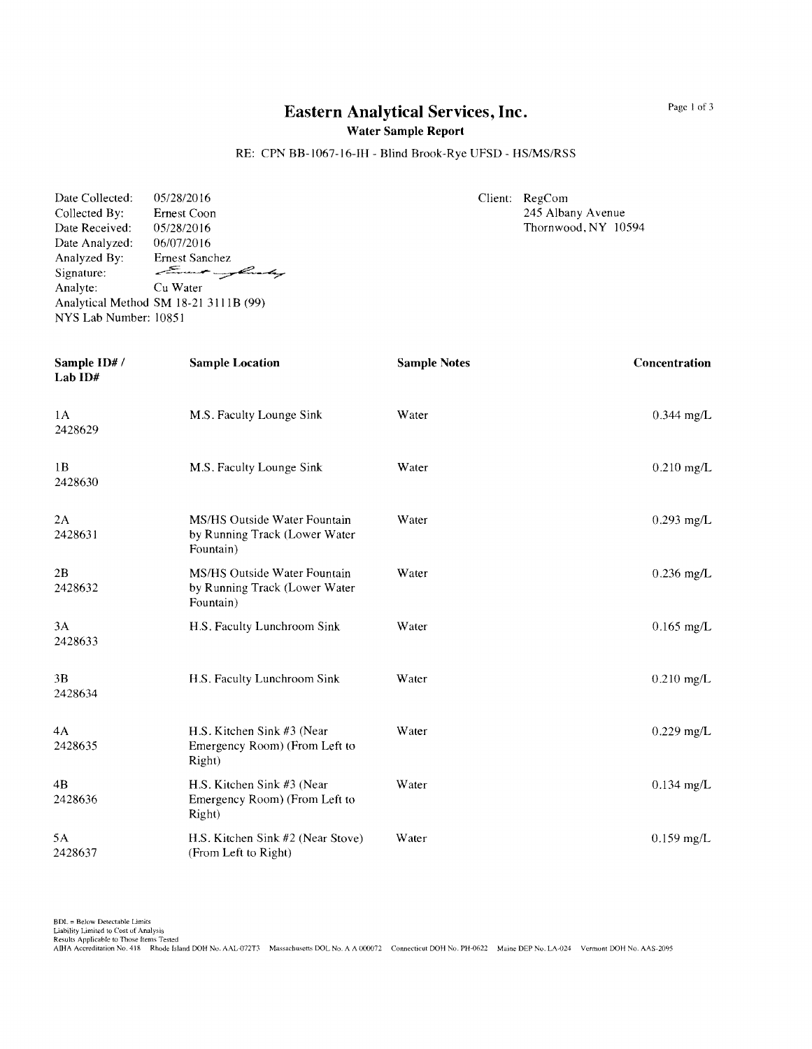# Eastern Analytical Services, Inc.

**Water Sample Report**

RE: CPN BB-1067-16-IH - Blind Brook-Rye UFSD - HS/MS/RSS

Date Collected: 05/28/2016
Collected By: Ernest Coon
Date Received: 05/28/2016
Date Analyzed: 06/07/2016
Analyzed By: Ernest Sanchez
Signature:
Analyte: Cu Water
Analytical Method SM 18-21 3111B (99)
NYS Lab Number: 10851

Client: RegCom
245 Albany Avenue
Thornwood, NY 10594

| Sample ID# / Lab ID# | Sample Location | Sample Notes | Concentration |
|---|---|---|---|
| 1A 2428629 | M.S. Faculty Lounge Sink | Water | 0.344 mg/L |
| 1B 2428630 | M.S. Faculty Lounge Sink | Water | 0.210 mg/L |
| 2A 2428631 | MS/HS Outside Water Fountain by Running Track (Lower Water Fountain) | Water | 0.293 mg/L |
| 2B 2428632 | MS/HS Outside Water Fountain by Running Track (Lower Water Fountain) | Water | 0.236 mg/L |
| 3A 2428633 | H.S. Faculty Lunchroom Sink | Water | 0.165 mg/L |
| 3B 2428634 | H.S. Faculty Lunchroom Sink | Water | 0.210 mg/L |
| 4A 2428635 | H.S. Kitchen Sink #3 (Near Emergency Room) (From Left to Right) | Water | 0.229 mg/L |
| 4B 2428636 | H.S. Kitchen Sink #3 (Near Emergency Room) (From Left to Right) | Water | 0.134 mg/L |
| 5A 2428637 | H.S. Kitchen Sink #2 (Near Stove) (From Left to Right) | Water | 0.159 mg/L |

BDL = Below Detectable Limits
Liability Limited to Cost of Analysis
Results Applicable to Those Items Tested
AIHA Accreditation No. 418 Rhode Island DOH No. AAL-072T3 Massachusetts DOL No. A A 000072 Connecticut DOH No. PH-0622 Maine DEP No. LA-024 Vermont DOH No. AAS-2095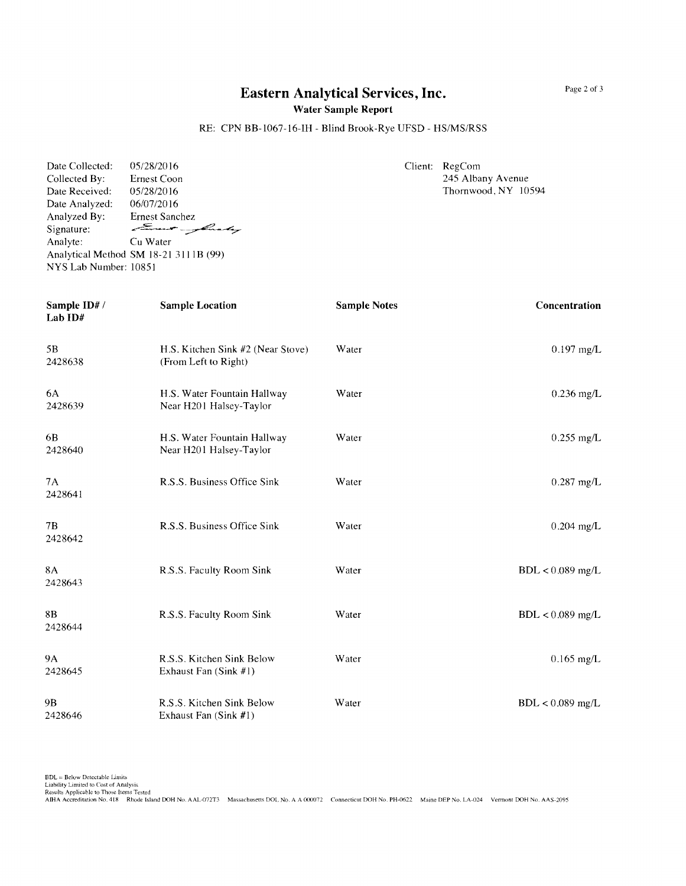# Eastern Analytical Services, Inc.

**Water Sample Report**

RE: CPN BB-1067-16-IH - Blind Brook-Rye UFSD - HS/MS/RSS

Date Collected: 05/28/2016
Collected By: Ernest Coon
Date Received: 05/28/2016
Date Analyzed: 06/07/2016
Analyzed By: Ernest Sanchez
Signature:
Analyte: Cu Water
Analytical Method SM 18-21 3111B (99)
NYS Lab Number: 10851

Client: RegCom
245 Albany Avenue
Thornwood, NY 10594

| Sample ID# / Lab ID# | Sample Location | Sample Notes | Concentration |
|---|---|---|---|
| 5B 2428638 | H.S. Kitchen Sink #2 (Near Stove) (From Left to Right) | Water | 0.197 mg/L |
| 6A 2428639 | H.S. Water Fountain Hallway Near H201 Halsey-Taylor | Water | 0.236 mg/L |
| 6B 2428640 | H.S. Water Fountain Hallway Near H201 Halsey-Taylor | Water | 0.255 mg/L |
| 7A 2428641 | R.S.S. Business Office Sink | Water | 0.287 mg/L |
| 7B 2428642 | R.S.S. Business Office Sink | Water | 0.204 mg/L |
| 8A 2428643 | R.S.S. Faculty Room Sink | Water | BDL < 0.089 mg/L |
| 8B 2428644 | R.S.S. Faculty Room Sink | Water | BDL < 0.089 mg/L |
| 9A 2428645 | R.S.S. Kitchen Sink Below Exhaust Fan (Sink #1) | Water | 0.165 mg/L |
| 9B 2428646 | R.S.S. Kitchen Sink Below Exhaust Fan (Sink #1) | Water | BDL < 0.089 mg/L |

BDL = Below Detectable Limits
Liability Limited to Cost of Analysis
Results Applicable to Those Items Tested
AIHA Accreditation No. 418 Rhode Island DOH No. AAL-072T3 Massachusetts DOL No. A A 000072 Connecticut DOH No. PH-0622 Maine DEP No. LA-024 Vermont DOH No. AAS-2095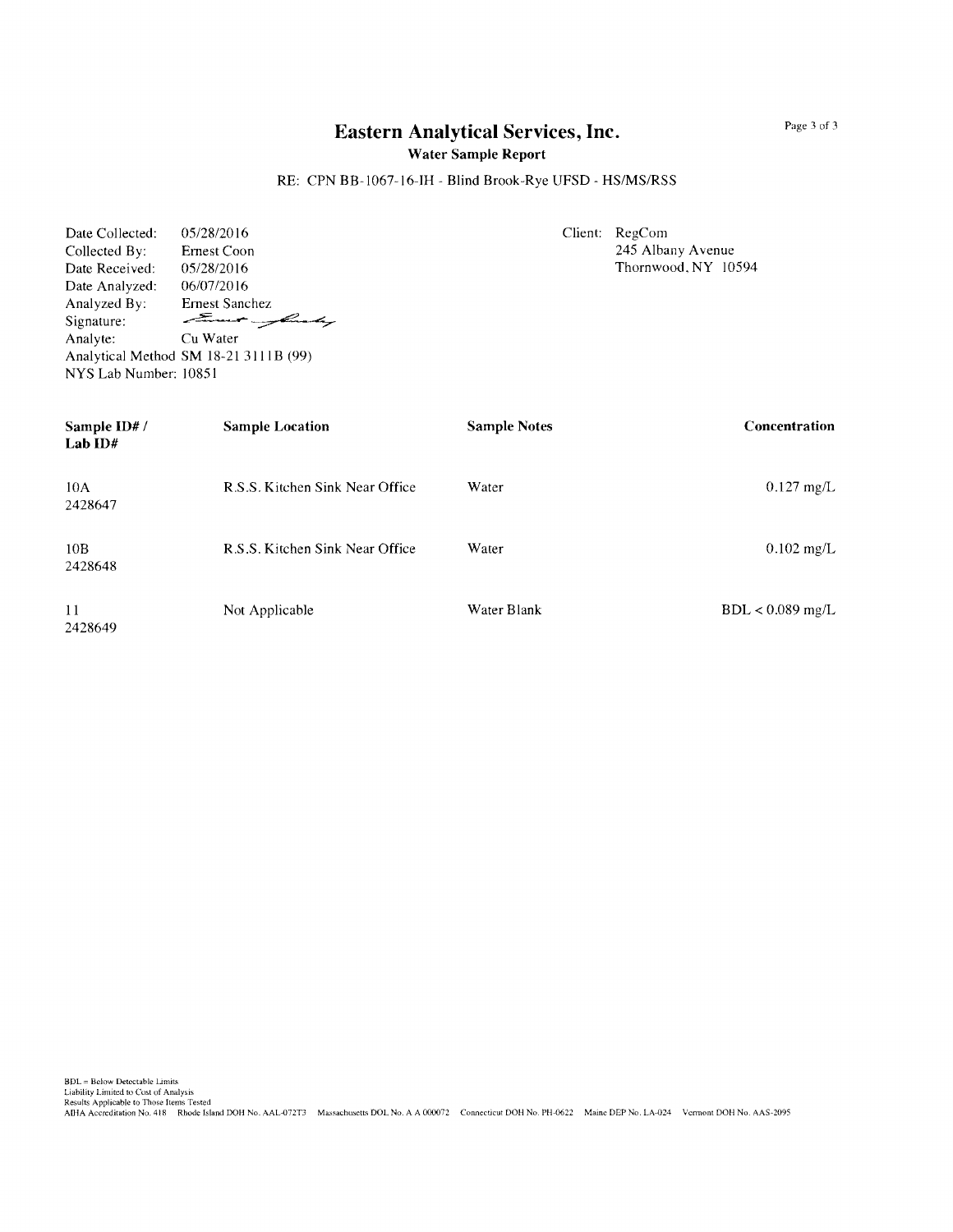# Eastern Analytical Services, Inc.

**Water Sample Report**

RE: CPN BB-1067-16-IH - Blind Brook-Rye UFSD - HS/MS/RSS

Date Collected: 05/28/2016
Collected By: Ernest Coon
Date Received: 05/28/2016
Date Analyzed: 06/07/2016
Analyzed By: Ernest Sanchez
Signature:
Analyte: Cu Water
Analytical Method SM 18-21 3111B (99)
NYS Lab Number: 10851

Client: RegCom
245 Albany Avenue
Thornwood, NY 10594

| Sample ID# / Lab ID# | Sample Location | Sample Notes | Concentration |
|---|---|---|---|
| 10A 2428647 | R.S.S. Kitchen Sink Near Office | Water | 0.127 mg/L |
| 10B 2428648 | R.S.S. Kitchen Sink Near Office | Water | 0.102 mg/L |
| 11 2428649 | Not Applicable | Water Blank | BDL < 0.089 mg/L |

BDL = Below Detectable Limits
Liability Limited to Cost of Analysis
Results Applicable to Those Items Tested
AIHA Accreditation No. 418 Rhode Island DOH No. AAL-072T3 Massachusetts DOL No. A A 000072 Connecticut DOH No. PH-0622 Maine DEP No. LA-024 Vermont DOH No. AAS-2095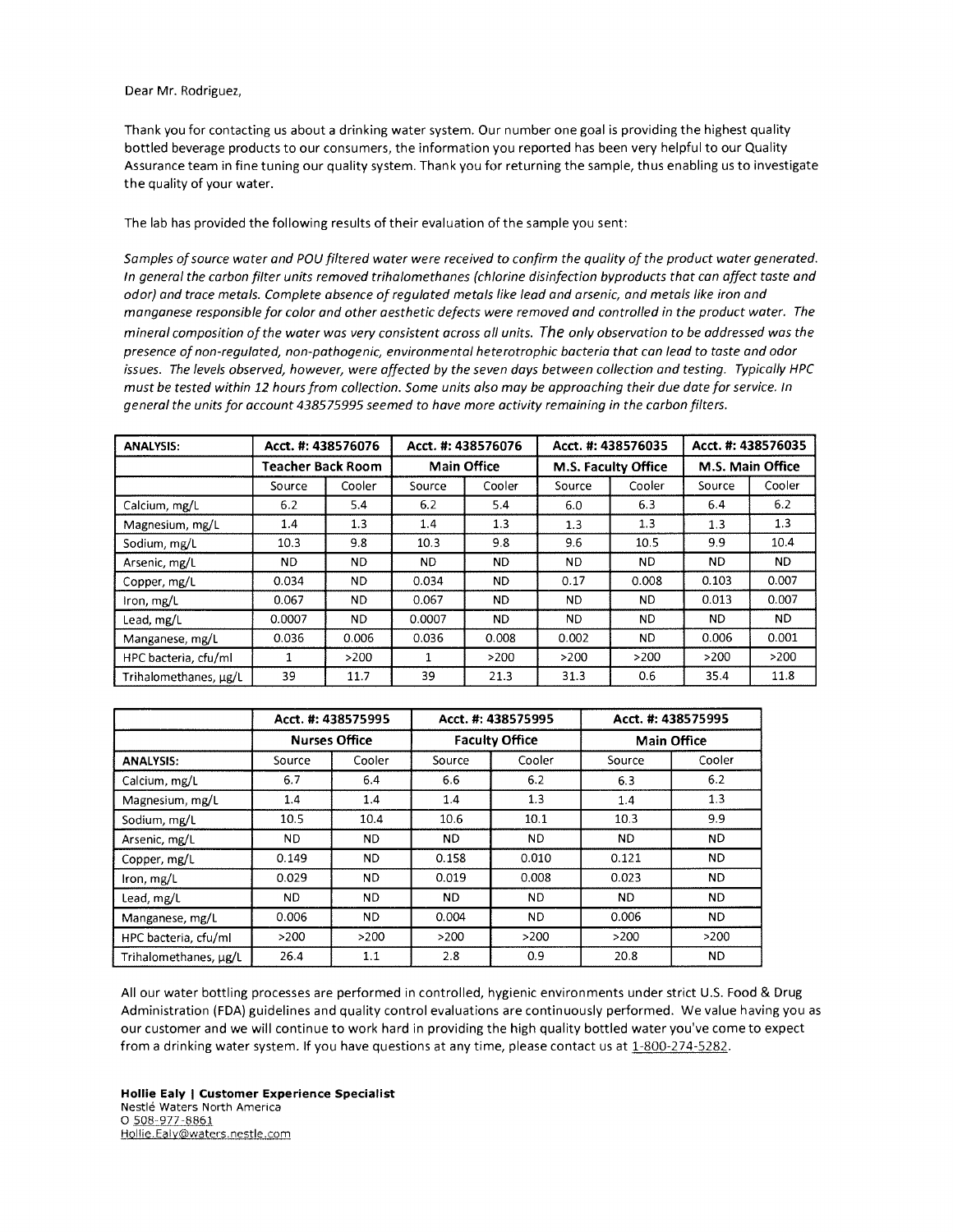Dear Mr. Rodriguez,

Thank you for contacting us about a drinking water system. Our number one goal is providing the highest quality bottled beverage products to our consumers, the information you reported has been very helpful to our Quality Assurance team in fine tuning our quality system. Thank you for returning the sample, thus enabling us to investigate the quality of your water.

The lab has provided the following results of their evaluation of the sample you sent:

*Samples of source water and POU filtered water were received to confirm the quality of the product water generated. In general the carbon filter units removed trihalomethanes (chlorine disinfection byproducts that can affect taste and odor) and trace metals. Complete absence of regulated metals like lead and arsenic, and metals like iron and manganese responsible for color and other aesthetic defects were removed and controlled in the product water. The mineral composition of the water was very consistent across all units. The only observation to be addressed was the presence of non-regulated, non-pathogenic, environmental heterotrophic bacteria that can lead to taste and odor issues. The levels observed, however, were affected by the seven days between collection and testing. Typically HPC must be tested within 12 hours from collection. Some units also may be approaching their due date for service. In general the units for account 438575995 seemed to have more activity remaining in the carbon filters.*

| ANALYSIS: | Acct. #: 438576076 | | Acct. #: 438576076 | | Acct. #: 438576035 | | Acct. #: 438576035 | |
|---|---|---|---|---|---|---|---|---|
| | Teacher Back Room | | Main Office | | M.S. Faculty Office | | M.S. Main Office | |
| | Source | Cooler | Source | Cooler | Source | Cooler | Source | Cooler |
| Calcium, mg/L | 6.2 | 5.4 | 6.2 | 5.4 | 6.0 | 6.3 | 6.4 | 6.2 |
| Magnesium, mg/L | 1.4 | 1.3 | 1.4 | 1.3 | 1.3 | 1.3 | 1.3 | 1.3 |
| Sodium, mg/L | 10.3 | 9.8 | 10.3 | 9.8 | 9.6 | 10.5 | 9.9 | 10.4 |
| Arsenic, mg/L | ND | ND | ND | ND | ND | ND | ND | ND |
| Copper, mg/L | 0.034 | ND | 0.034 | ND | 0.17 | 0.008 | 0.103 | 0.007 |
| Iron, mg/L | 0.067 | ND | 0.067 | ND | ND | ND | 0.013 | 0.007 |
| Lead, mg/L | 0.0007 | ND | 0.0007 | ND | ND | ND | ND | ND |
| Manganese, mg/L | 0.036 | 0.006 | 0.036 | 0.008 | 0.002 | ND | 0.006 | 0.001 |
| HPC bacteria, cfu/ml | 1 | >200 | 1 | >200 | >200 | >200 | >200 | >200 |
| Trihalomethanes, µg/L | 39 | 11.7 | 39 | 21.3 | 31.3 | 0.6 | 35.4 | 11.8 |

| | Acct. #: 438575995 | | Acct. #: 438575995 | | Acct. #: 438575995 | |
|---|---|---|---|---|---|---|
| | Nurses Office | | Faculty Office | | Main Office | |
| ANALYSIS: | Source | Cooler | Source | Cooler | Source | Cooler |
| Calcium, mg/L | 6.7 | 6.4 | 6.6 | 6.2 | 6.3 | 6.2 |
| Magnesium, mg/L | 1.4 | 1.4 | 1.4 | 1.3 | 1.4 | 1.3 |
| Sodium, mg/L | 10.5 | 10.4 | 10.6 | 10.1 | 10.3 | 9.9 |
| Arsenic, mg/L | ND | ND | ND | ND | ND | ND |
| Copper, mg/L | 0.149 | ND | 0.158 | 0.010 | 0.121 | ND |
| Iron, mg/L | 0.029 | ND | 0.019 | 0.008 | 0.023 | ND |
| Lead, mg/L | ND | ND | ND | ND | ND | ND |
| Manganese, mg/L | 0.006 | ND | 0.004 | ND | 0.006 | ND |
| HPC bacteria, cfu/ml | >200 | >200 | >200 | >200 | >200 | >200 |
| Trihalomethanes, µg/L | 26.4 | 1.1 | 2.8 | 0.9 | 20.8 | ND |

All our water bottling processes are performed in controlled, hygienic environments under strict U.S. Food & Drug Administration (FDA) guidelines and quality control evaluations are continuously performed. We value having you as our customer and we will continue to work hard in providing the high quality bottled water you've come to expect from a drinking water system. If you have questions at any time, please contact us at 1-800-274-5282.

**Hollie Ealy | Customer Experience Specialist**
Nestlé Waters North America
O 508-977-8861
Hollie.Ealy@waters.nestle.com